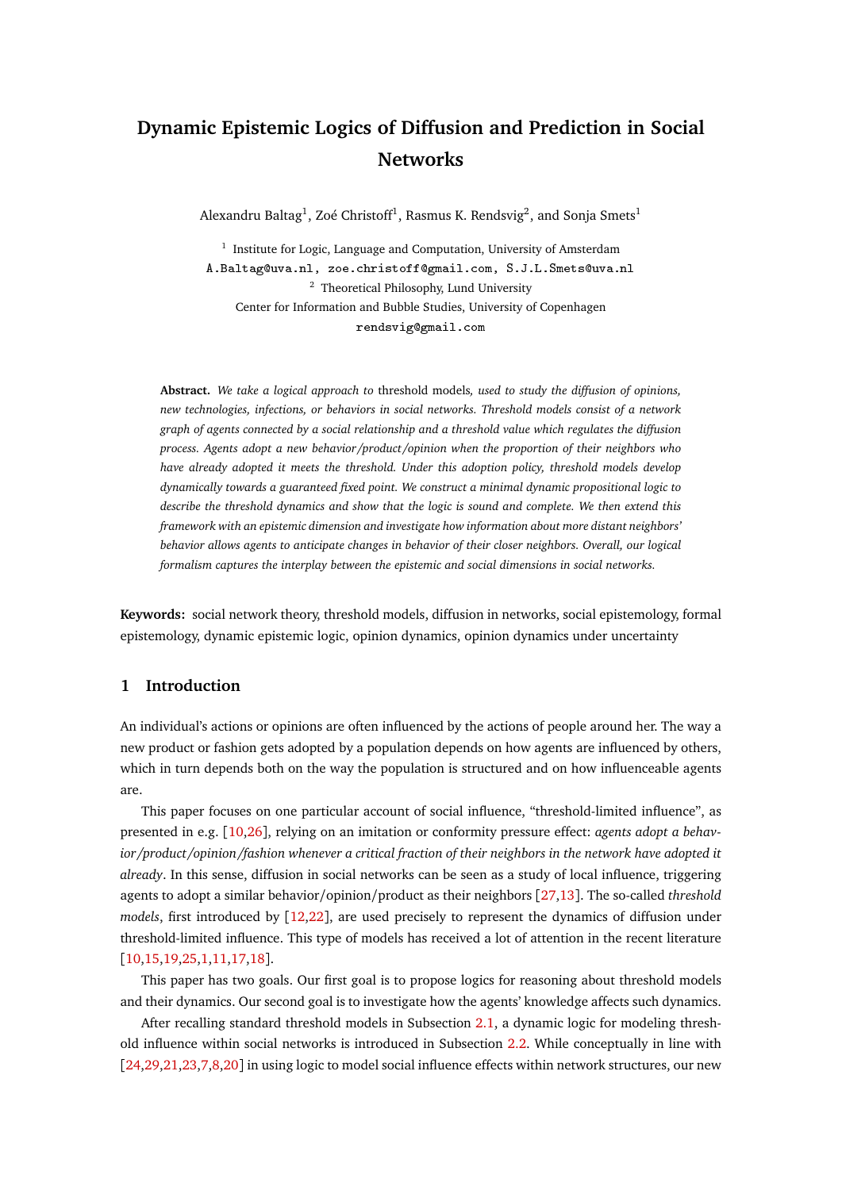# Dynamic Epistemic Logics of Diffusion and Prediction in Social Networks

Alexandru Baltag[1], Zoé Christoff[1], Rasmus K. Rendsvig[2], and Sonja Smets[1]

[1] Institute for Logic, Language and Computation, University of Amsterdam
A.Baltag@uva.nl, zoe.christoff@gmail.com, S.J.L.Smets@uva.nl
[2] Theoretical Philosophy, Lund University
Center for Information and Bubble Studies, University of Copenhagen
rendsvig@gmail.com

**Abstract.** *We take a logical approach to* threshold models*, used to study the diffusion of opinions, new technologies, infections, or behaviors in social networks. Threshold models consist of a network graph of agents connected by a social relationship and a threshold value which regulates the diffusion process. Agents adopt a new behavior/product/opinion when the proportion of their neighbors who have already adopted it meets the threshold. Under this adoption policy, threshold models develop dynamically towards a guaranteed fixed point. We construct a minimal dynamic propositional logic to describe the threshold dynamics and show that the logic is sound and complete. We then extend this framework with an epistemic dimension and investigate how information about more distant neighbors' behavior allows agents to anticipate changes in behavior of their closer neighbors. Overall, our logical formalism captures the interplay between the epistemic and social dimensions in social networks.*

**Keywords:** social network theory, threshold models, diffusion in networks, social epistemology, formal epistemology, dynamic epistemic logic, opinion dynamics, opinion dynamics under uncertainty

## 1 Introduction

An individual's actions or opinions are often influenced by the actions of people around her. The way a new product or fashion gets adopted by a population depends on how agents are influenced by others, which in turn depends both on the way the population is structured and on how influenceable agents are.

This paper focuses on one particular account of social influence, "threshold-limited influence", as presented in e.g. [10,26], relying on an imitation or conformity pressure effect: *agents adopt a behavior/product/opinion/fashion whenever a critical fraction of their neighbors in the network have adopted it already*. In this sense, diffusion in social networks can be seen as a study of local influence, triggering agents to adopt a similar behavior/opinion/product as their neighbors [27,13]. The so-called *threshold models*, first introduced by [12,22], are used precisely to represent the dynamics of diffusion under threshold-limited influence. This type of models has received a lot of attention in the recent literature [10,15,19,25,1,11,17,18].

This paper has two goals. Our first goal is to propose logics for reasoning about threshold models and their dynamics. Our second goal is to investigate how the agents' knowledge affects such dynamics.

After recalling standard threshold models in Subsection 2.1, a dynamic logic for modeling threshold influence within social networks is introduced in Subsection 2.2. While conceptually in line with [24,29,21,23,7,8,20] in using logic to model social influence effects within network structures, our new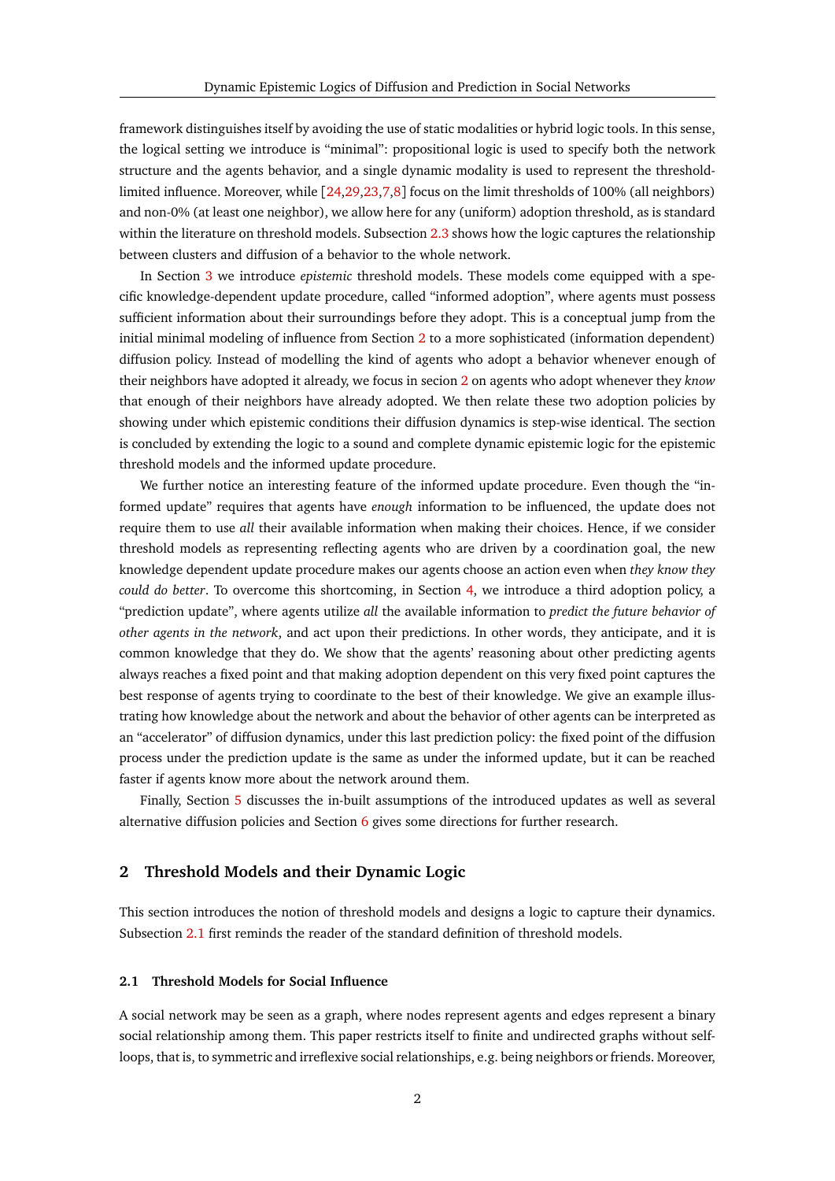framework distinguishes itself by avoiding the use of static modalities or hybrid logic tools. In this sense, the logical setting we introduce is "minimal": propositional logic is used to specify both the network structure and the agents behavior, and a single dynamic modality is used to represent the threshold-limited influence. Moreover, while [24,29,23,7,8] focus on the limit thresholds of 100% (all neighbors) and non-0% (at least one neighbor), we allow here for any (uniform) adoption threshold, as is standard within the literature on threshold models. Subsection 2.3 shows how the logic captures the relationship between clusters and diffusion of a behavior to the whole network.

In Section 3 we introduce *epistemic* threshold models. These models come equipped with a specific knowledge-dependent update procedure, called "informed adoption", where agents must possess sufficient information about their surroundings before they adopt. This is a conceptual jump from the initial minimal modeling of influence from Section 2 to a more sophisticated (information dependent) diffusion policy. Instead of modelling the kind of agents who adopt a behavior whenever enough of their neighbors have adopted it already, we focus in secion 2 on agents who adopt whenever they *know* that enough of their neighbors have already adopted. We then relate these two adoption policies by showing under which epistemic conditions their diffusion dynamics is step-wise identical. The section is concluded by extending the logic to a sound and complete dynamic epistemic logic for the epistemic threshold models and the informed update procedure.

We further notice an interesting feature of the informed update procedure. Even though the "informed update" requires that agents have *enough* information to be influenced, the update does not require them to use *all* their available information when making their choices. Hence, if we consider threshold models as representing reflecting agents who are driven by a coordination goal, the new knowledge dependent update procedure makes our agents choose an action even when *they know they could do better*. To overcome this shortcoming, in Section 4, we introduce a third adoption policy, a "prediction update", where agents utilize *all* the available information to *predict the future behavior of other agents in the network*, and act upon their predictions. In other words, they anticipate, and it is common knowledge that they do. We show that the agents' reasoning about other predicting agents always reaches a fixed point and that making adoption dependent on this very fixed point captures the best response of agents trying to coordinate to the best of their knowledge. We give an example illustrating how knowledge about the network and about the behavior of other agents can be interpreted as an "accelerator" of diffusion dynamics, under this last prediction policy: the fixed point of the diffusion process under the prediction update is the same as under the informed update, but it can be reached faster if agents know more about the network around them.

Finally, Section 5 discusses the in-built assumptions of the introduced updates as well as several alternative diffusion policies and Section 6 gives some directions for further research.

## 2 Threshold Models and their Dynamic Logic

This section introduces the notion of threshold models and designs a logic to capture their dynamics. Subsection 2.1 first reminds the reader of the standard definition of threshold models.

### 2.1 Threshold Models for Social Influence

A social network may be seen as a graph, where nodes represent agents and edges represent a binary social relationship among them. This paper restricts itself to finite and undirected graphs without self-loops, that is, to symmetric and irreflexive social relationships, e.g. being neighbors or friends. Moreover,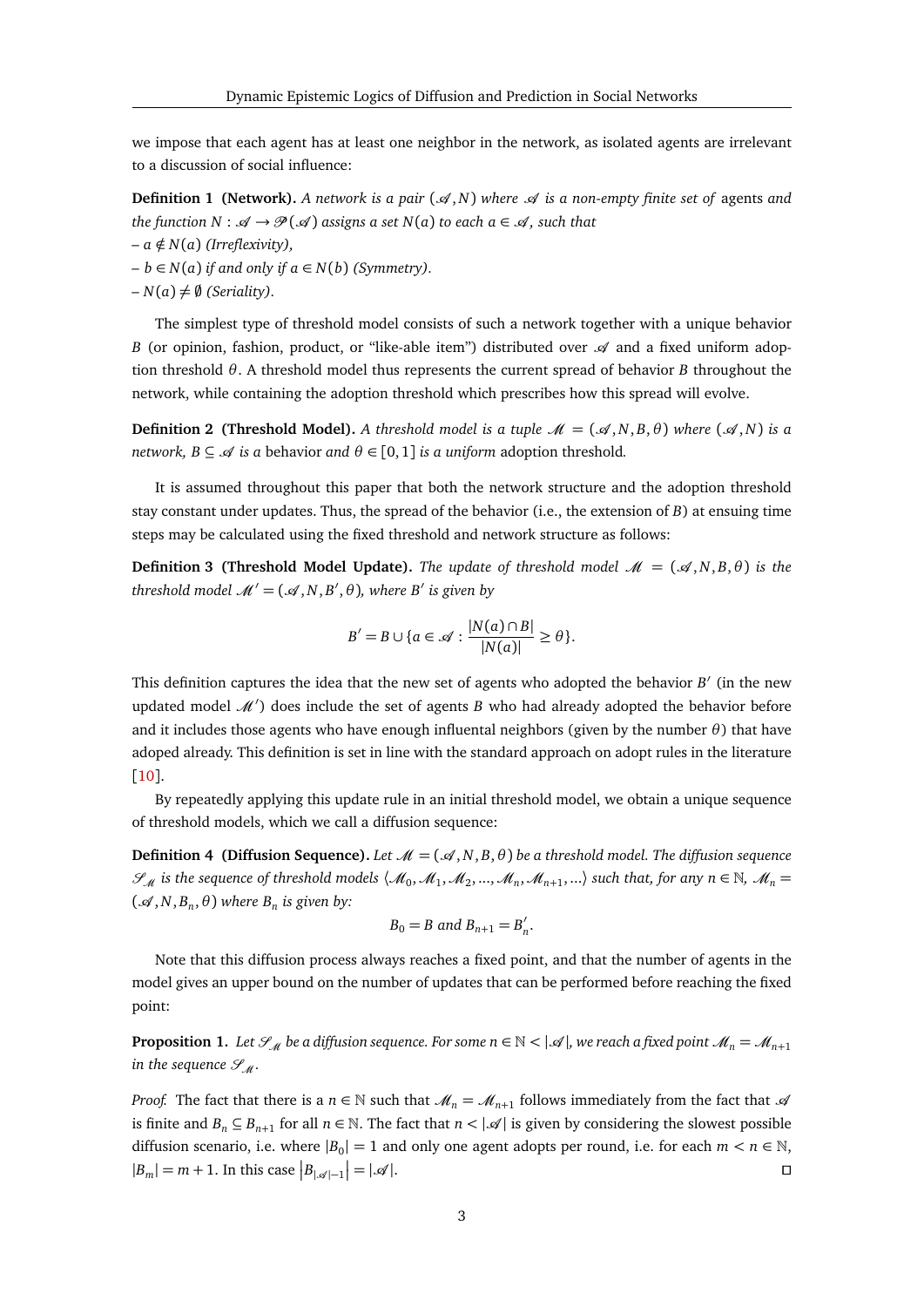we impose that each agent has at least one neighbor in the network, as isolated agents are irrelevant to a discussion of social influence:

**Definition 1 (Network).** *A network is a pair $(\mathscr{A}, N)$ where $\mathscr{A}$ is a non-empty finite set of* agents *and the function $N : \mathscr{A} \to \mathscr{P}(\mathscr{A})$ assigns a set $N(a)$ to each $a \in \mathscr{A}$, such that*

*– $a \notin N(a)$ (Irreflexivity),*

*– $b \in N(a)$ if and only if $a \in N(b)$ (Symmetry).*

*– $N(a) \neq \emptyset$ (Seriality).*

The simplest type of threshold model consists of such a network together with a unique behavior $B$ (or opinion, fashion, product, or "like-able item") distributed over $\mathscr{A}$ and a fixed uniform adoption threshold $\theta$. A threshold model thus represents the current spread of behavior $B$ throughout the network, while containing the adoption threshold which prescribes how this spread will evolve.

**Definition 2 (Threshold Model).** *A threshold model is a tuple $\mathscr{M} = (\mathscr{A}, N, B, \theta)$ where $(\mathscr{A}, N)$ is a network, $B \subseteq \mathscr{A}$ is a* behavior *and $\theta \in [0, 1]$ is a uniform* adoption threshold*.*

It is assumed throughout this paper that both the network structure and the adoption threshold stay constant under updates. Thus, the spread of the behavior (i.e., the extension of $B$) at ensuing time steps may be calculated using the fixed threshold and network structure as follows:

**Definition 3 (Threshold Model Update).** *The update of threshold model $\mathscr{M} = (\mathscr{A}, N, B, \theta)$ is the threshold model $\mathscr{M}' = (\mathscr{A}, N, B', \theta)$, where $B'$ is given by*

$$B' = B \cup \{a \in \mathscr{A} : \frac{|N(a) \cap B|}{|N(a)|} \geq \theta\}.$$

This definition captures the idea that the new set of agents who adopted the behavior $B'$ (in the new updated model $\mathscr{M}'$) does include the set of agents $B$ who had already adopted the behavior before and it includes those agents who have enough influental neighbors (given by the number $\theta$) that have adoped already. This definition is set in line with the standard approach on adopt rules in the literature [10].

By repeatedly applying this update rule in an initial threshold model, we obtain a unique sequence of threshold models, which we call a diffusion sequence:

**Definition 4 (Diffusion Sequence).** *Let $\mathscr{M} = (\mathscr{A}, N, B, \theta)$ be a threshold model. The diffusion sequence $\mathscr{S}_{\mathscr{M}}$ is the sequence of threshold models $\langle \mathscr{M}_0, \mathscr{M}_1, \mathscr{M}_2, ..., \mathscr{M}_n, \mathscr{M}_{n+1}, ... \rangle$ such that, for any $n \in \mathbb{N}$, $\mathscr{M}_n = (\mathscr{A}, N, B_n, \theta)$ where $B_n$ is given by:*

$$B_0 = B \text{ and } B_{n+1} = B_n'.$$

Note that this diffusion process always reaches a fixed point, and that the number of agents in the model gives an upper bound on the number of updates that can be performed before reaching the fixed point:

**Proposition 1.** *Let $\mathscr{S}_{\mathscr{M}}$ be a diffusion sequence. For some $n \in \mathbb{N} < |\mathscr{A}|$, we reach a fixed point $\mathscr{M}_n = \mathscr{M}_{n+1}$ in the sequence $\mathscr{S}_{\mathscr{M}}$.*

*Proof.* The fact that there is a $n \in \mathbb{N}$ such that $\mathscr{M}_n = \mathscr{M}_{n+1}$ follows immediately from the fact that $\mathscr{A}$ is finite and $B_n \subseteq B_{n+1}$ for all $n \in \mathbb{N}$. The fact that $n < |\mathscr{A}|$ is given by considering the slowest possible diffusion scenario, i.e. where $|B_0| = 1$ and only one agent adopts per round, i.e. for each $m < n \in \mathbb{N}$, $|B_m| = m + 1$. In this case $\left|B_{|\mathscr{A}|-1}\right| = |\mathscr{A}|$. □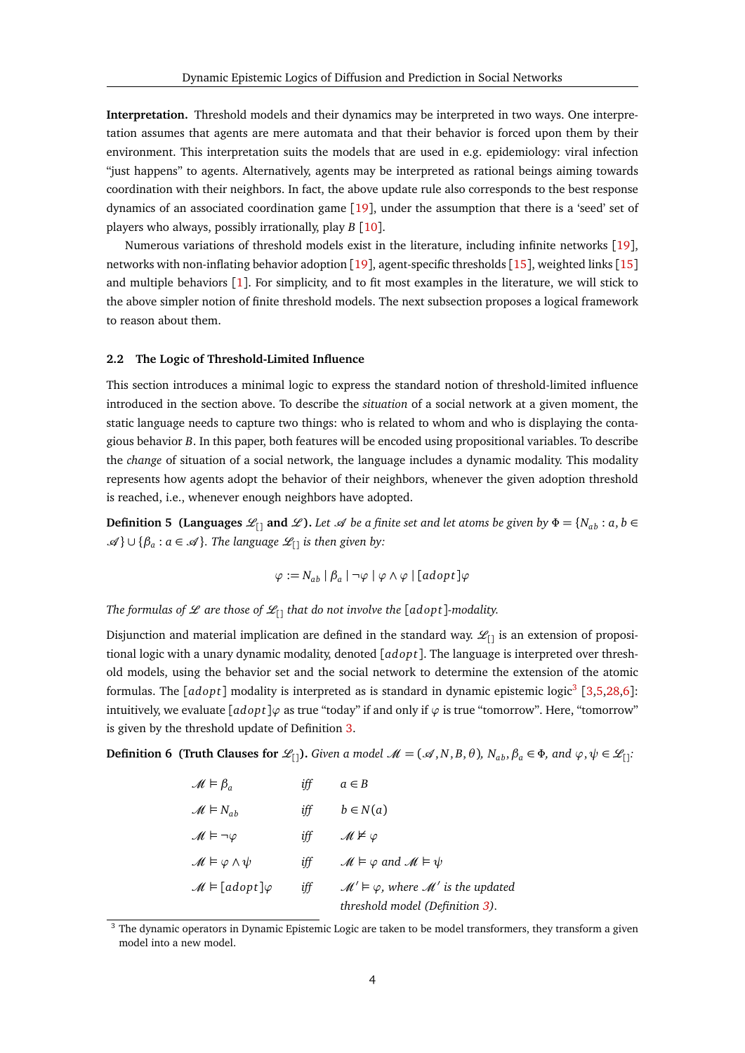**Interpretation.** Threshold models and their dynamics may be interpreted in two ways. One interpretation assumes that agents are mere automata and that their behavior is forced upon them by their environment. This interpretation suits the models that are used in e.g. epidemiology: viral infection "just happens" to agents. Alternatively, agents may be interpreted as rational beings aiming towards coordination with their neighbors. In fact, the above update rule also corresponds to the best response dynamics of an associated coordination game [19], under the assumption that there is a 'seed' set of players who always, possibly irrationally, play $B$ [10].

Numerous variations of threshold models exist in the literature, including infinite networks [19], networks with non-inflating behavior adoption [19], agent-specific thresholds [15], weighted links [15] and multiple behaviors [1]. For simplicity, and to fit most examples in the literature, we will stick to the above simpler notion of finite threshold models. The next subsection proposes a logical framework to reason about them.

### 2.2 The Logic of Threshold-Limited Influence

This section introduces a minimal logic to express the standard notion of threshold-limited influence introduced in the section above. To describe the *situation* of a social network at a given moment, the static language needs to capture two things: who is related to whom and who is displaying the contagious behavior $B$. In this paper, both features will be encoded using propositional variables. To describe the *change* of situation of a social network, the language includes a dynamic modality. This modality represents how agents adopt the behavior of their neighbors, whenever the given adoption threshold is reached, i.e., whenever enough neighbors have adopted.

**Definition 5 (Languages $\mathscr{L}_{[]}$ and $\mathscr{L}$).** *Let $\mathscr{A}$ be a finite set and let atoms be given by $\Phi = \{N_{ab} : a, b \in \mathscr{A}\} \cup \{\beta_a : a \in \mathscr{A}\}$. The language $\mathscr{L}_{[]}$ is then given by:*

$$\varphi := N_{ab} \mid \beta_a \mid \neg\varphi \mid \varphi \wedge \varphi \mid [adopt]\varphi$$

*The formulas of $\mathscr{L}$ are those of $\mathscr{L}_{[]}$ that do not involve the $[adopt]$-modality.*

Disjunction and material implication are defined in the standard way. $\mathscr{L}_{[]}$ is an extension of propositional logic with a unary dynamic modality, denoted $[adopt]$. The language is interpreted over threshold models, using the behavior set and the social network to determine the extension of the atomic formulas. The $[adopt]$ modality is interpreted as is standard in dynamic epistemic logic[3] [3,5,28,6]: intuitively, we evaluate $[adopt]\varphi$ as true "today" if and only if $\varphi$ is true "tomorrow". Here, "tomorrow" is given by the threshold update of Definition 3.

**Definition 6 (Truth Clauses for $\mathscr{L}_{[]}$).** *Given a model $\mathscr{M} = (\mathscr{A}, N, B, \theta)$, $N_{ab}, \beta_a \in \Phi$, and $\varphi, \psi \in \mathscr{L}_{[]}$:*

| | | |
|---|---|---|
| $\mathscr{M} \vDash \beta_a$ | *iff* | $a \in B$ |
| $\mathscr{M} \vDash N_{ab}$ | *iff* | $b \in N(a)$ |
| $\mathscr{M} \vDash \neg\varphi$ | *iff* | $\mathscr{M} \nvDash \varphi$ |
| $\mathscr{M} \vDash \varphi \wedge \psi$ | *iff* | $\mathscr{M} \vDash \varphi$ *and* $\mathscr{M} \vDash \psi$ |
| $\mathscr{M} \vDash [adopt]\varphi$ | *iff* | $\mathscr{M}' \vDash \varphi$*, where* $\mathscr{M}'$ *is the updated threshold model (Definition 3).* |

[3] The dynamic operators in Dynamic Epistemic Logic are taken to be model transformers, they transform a given model into a new model.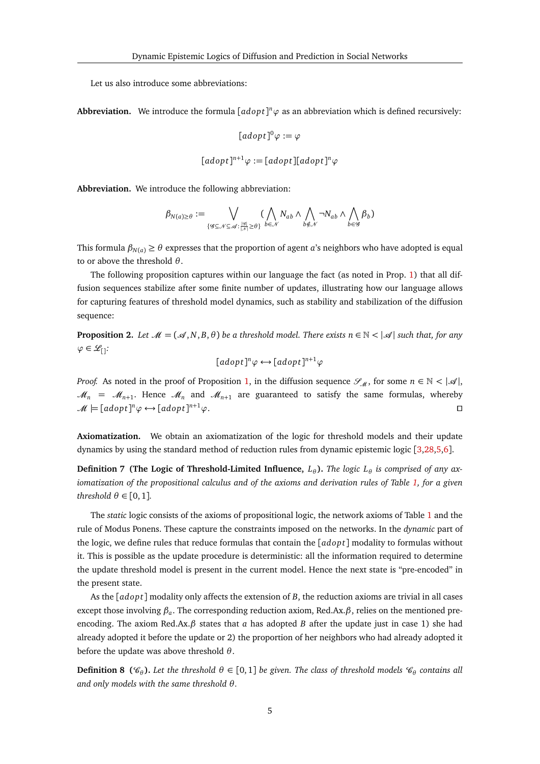Let us also introduce some abbreviations:

**Abbreviation.** We introduce the formula $[adopt]^n\varphi$ as an abbreviation which is defined recursively:

$$[adopt]^0\varphi := \varphi$$

$$[adopt]^{n+1}\varphi := [adopt][adopt]^n\varphi$$

**Abbreviation.** We introduce the following abbreviation:

$$\beta_{N(a)\geq\theta} := \bigvee_{\{\mathscr{G}\subseteq\mathscr{N}\subseteq\mathscr{A}:\frac{|\mathscr{G}|}{|\mathscr{N}|}\geq\theta\}} \Big(\bigwedge_{b\in\mathscr{N}} N_{ab} \wedge \bigwedge_{b\notin\mathscr{N}} \neg N_{ab} \wedge \bigwedge_{b\in\mathscr{G}} \beta_b\Big)$$

This formula $\beta_{N(a)} \geq \theta$ expresses that the proportion of agent $a$'s neighbors who have adopted is equal to or above the threshold $\theta$.

The following proposition captures within our language the fact (as noted in Prop. 1) that all diffusion sequences stabilize after some finite number of updates, illustrating how our language allows for capturing features of threshold model dynamics, such as stability and stabilization of the diffusion sequence:

**Proposition 2.** *Let $\mathscr{M} = (\mathscr{A}, N, B, \theta)$ be a threshold model. There exists $n \in \mathbb{N} < |\mathscr{A}|$ such that, for any $\varphi \in \mathscr{L}_{[]}$:*

$$[adopt]^n\varphi \leftrightarrow [adopt]^{n+1}\varphi$$

*Proof.* As noted in the proof of Proposition 1, in the diffusion sequence $\mathscr{S}_{\mathscr{M}}$, for some $n \in \mathbb{N} < |\mathscr{A}|$, $\mathscr{M}_n = \mathscr{M}_{n+1}$. Hence $\mathscr{M}_n$ and $\mathscr{M}_{n+1}$ are guaranteed to satisfy the same formulas, whereby $\mathscr{M} \models [adopt]^n\varphi \leftrightarrow [adopt]^{n+1}\varphi$. ∎

**Axiomatization.** We obtain an axiomatization of the logic for threshold models and their update dynamics by using the standard method of reduction rules from dynamic epistemic logic [3,28,5,6].

**Definition 7 (The Logic of Threshold-Limited Influence, $L_\theta$).** *The logic $L_\theta$ is comprised of any axiomatization of the propositional calculus and of the axioms and derivation rules of Table 1, for a given threshold $\theta \in [0, 1]$.*

The *static* logic consists of the axioms of propositional logic, the network axioms of Table 1 and the rule of Modus Ponens. These capture the constraints imposed on the networks. In the *dynamic* part of the logic, we define rules that reduce formulas that contain the $[adopt]$ modality to formulas without it. This is possible as the update procedure is deterministic: all the information required to determine the update threshold model is present in the current model. Hence the next state is "pre-encoded" in the present state.

As the $[adopt]$ modality only affects the extension of $B$, the reduction axioms are trivial in all cases except those involving $\beta_a$. The corresponding reduction axiom, Red.Ax.$\beta$, relies on the mentioned pre-encoding. The axiom Red.Ax.$\beta$ states that $a$ has adopted $B$ after the update just in case 1) she had already adopted it before the update or 2) the proportion of her neighbors who had already adopted it before the update was above threshold $\theta$.

**Definition 8 ($\mathscr{C}_\theta$).** *Let the threshold $\theta \in [0, 1]$ be given. The class of threshold models $\mathscr{C}_\theta$ contains all and only models with the same threshold $\theta$.*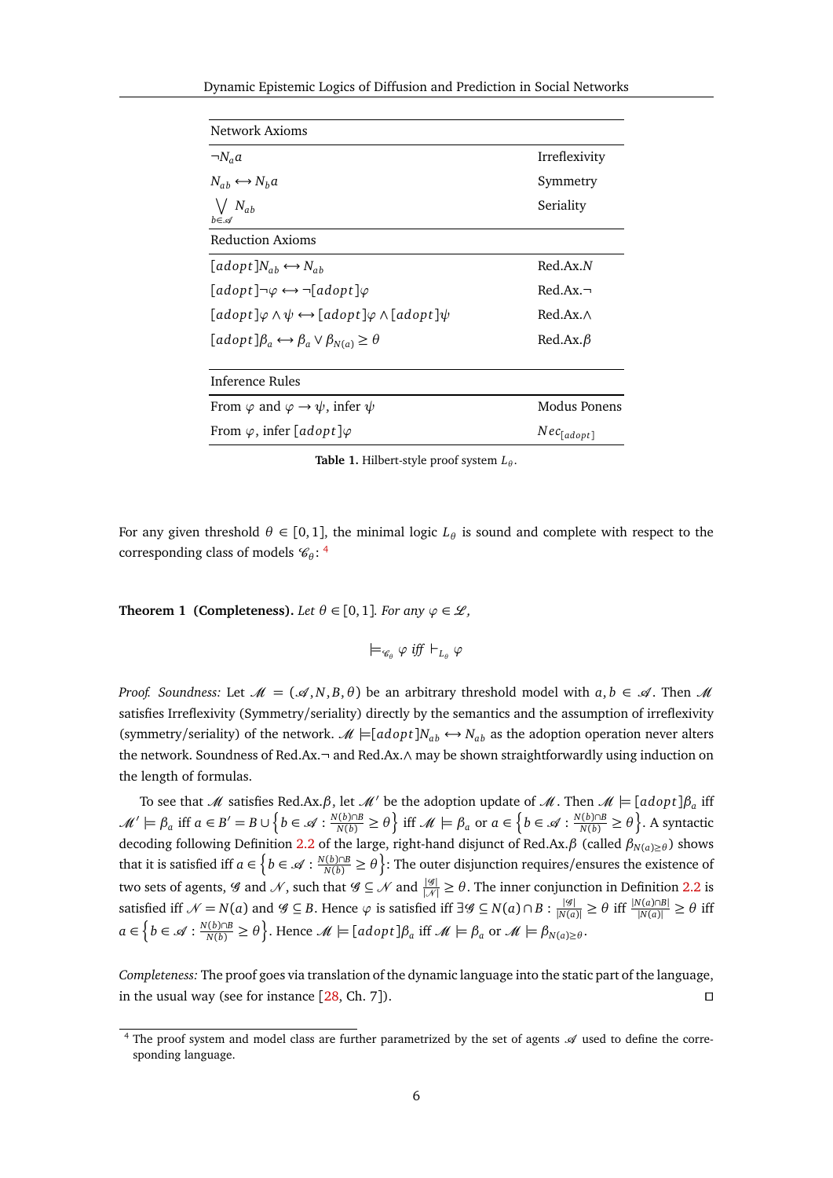| Network Axioms | |
|---|---|
| $\neg N_a a$ | Irreflexivity |
| $N_{ab} \leftrightarrow N_b a$ | Symmetry |
| $\bigvee_{b \in \mathscr{A}} N_{ab}$ | Seriality |
| **Reduction Axioms** | |
| $[adopt]N_{ab} \leftrightarrow N_{ab}$ | Red.Ax.$N$ |
| $[adopt]\neg\varphi \leftrightarrow \neg[adopt]\varphi$ | Red.Ax.$\neg$ |
| $[adopt]\varphi \wedge \psi \leftrightarrow [adopt]\varphi \wedge [adopt]\psi$ | Red.Ax.$\wedge$ |
| $[adopt]\beta_a \leftrightarrow \beta_a \vee \beta_{N(a)} \geq \theta$ | Red.Ax.$\beta$ |
| **Inference Rules** | |
| From $\varphi$ and $\varphi \rightarrow \psi$, infer $\psi$ | Modus Ponens |
| From $\varphi$, infer $[adopt]\varphi$ | $Nec_{[adopt]}$ |

**Table 1.** Hilbert-style proof system $L_\theta$.

For any given threshold $\theta \in [0,1]$, the minimal logic $L_\theta$ is sound and complete with respect to the corresponding class of models $\mathscr{C}_\theta$: [4]

**Theorem 1 (Completeness).** *Let $\theta \in [0,1]$. For any $\varphi \in \mathscr{L}$,*

$$\models_{\mathscr{C}_\theta} \varphi \textit{ iff } \vdash_{L_\theta} \varphi$$

*Proof. Soundness:* Let $\mathscr{M} = (\mathscr{A}, N, B, \theta)$ be an arbitrary threshold model with $a, b \in \mathscr{A}$. Then $\mathscr{M}$ satisfies Irreflexivity (Symmetry/seriality) directly by the semantics and the assumption of irreflexivity (symmetry/seriality) of the network. $\mathscr{M} \models [adopt]N_{ab} \leftrightarrow N_{ab}$ as the adoption operation never alters the network. Soundness of Red.Ax.$\neg$ and Red.Ax.$\wedge$ may be shown straightforwardly using induction on the length of formulas.

To see that $\mathscr{M}$ satisfies Red.Ax.$\beta$, let $\mathscr{M}'$ be the adoption update of $\mathscr{M}$. Then $\mathscr{M} \models [adopt]\beta_a$ iff $\mathscr{M}' \models \beta_a$ iff $a \in B' = B \cup \left\{ b \in \mathscr{A} : \frac{N(b) \cap B}{N(b)} \geq \theta \right\}$ iff $\mathscr{M} \models \beta_a$ or $a \in \left\{ b \in \mathscr{A} : \frac{N(b) \cap B}{N(b)} \geq \theta \right\}$. A syntactic decoding following Definition 2.2 of the large, right-hand disjunct of Red.Ax.$\beta$ (called $\beta_{N(a) \geq \theta}$) shows that it is satisfied iff $a \in \left\{ b \in \mathscr{A} : \frac{N(b) \cap B}{N(b)} \geq \theta \right\}$: The outer disjunction requires/ensures the existence of two sets of agents, $\mathscr{G}$ and $\mathscr{N}$, such that $\mathscr{G} \subseteq \mathscr{N}$ and $\frac{|\mathscr{G}|}{|\mathscr{N}|} \geq \theta$. The inner conjunction in Definition 2.2 is satisfied iff $\mathscr{N} = N(a)$ and $\mathscr{G} \subseteq B$. Hence $\varphi$ is satisfied iff $\exists \mathscr{G} \subseteq N(a) \cap B : \frac{|\mathscr{G}|}{|N(a)|} \geq \theta$ iff $\frac{|N(a) \cap B|}{|N(a)|} \geq \theta$ iff $a \in \left\{ b \in \mathscr{A} : \frac{N(b) \cap B}{N(b)} \geq \theta \right\}$. Hence $\mathscr{M} \models [adopt]\beta_a$ iff $\mathscr{M} \models \beta_a$ or $\mathscr{M} \models \beta_{N(a) \geq \theta}$.

*Completeness:* The proof goes via translation of the dynamic language into the static part of the language, in the usual way (see for instance [28, Ch. 7]). $\square$

[4] The proof system and model class are further parametrized by the set of agents $\mathscr{A}$ used to define the corresponding language.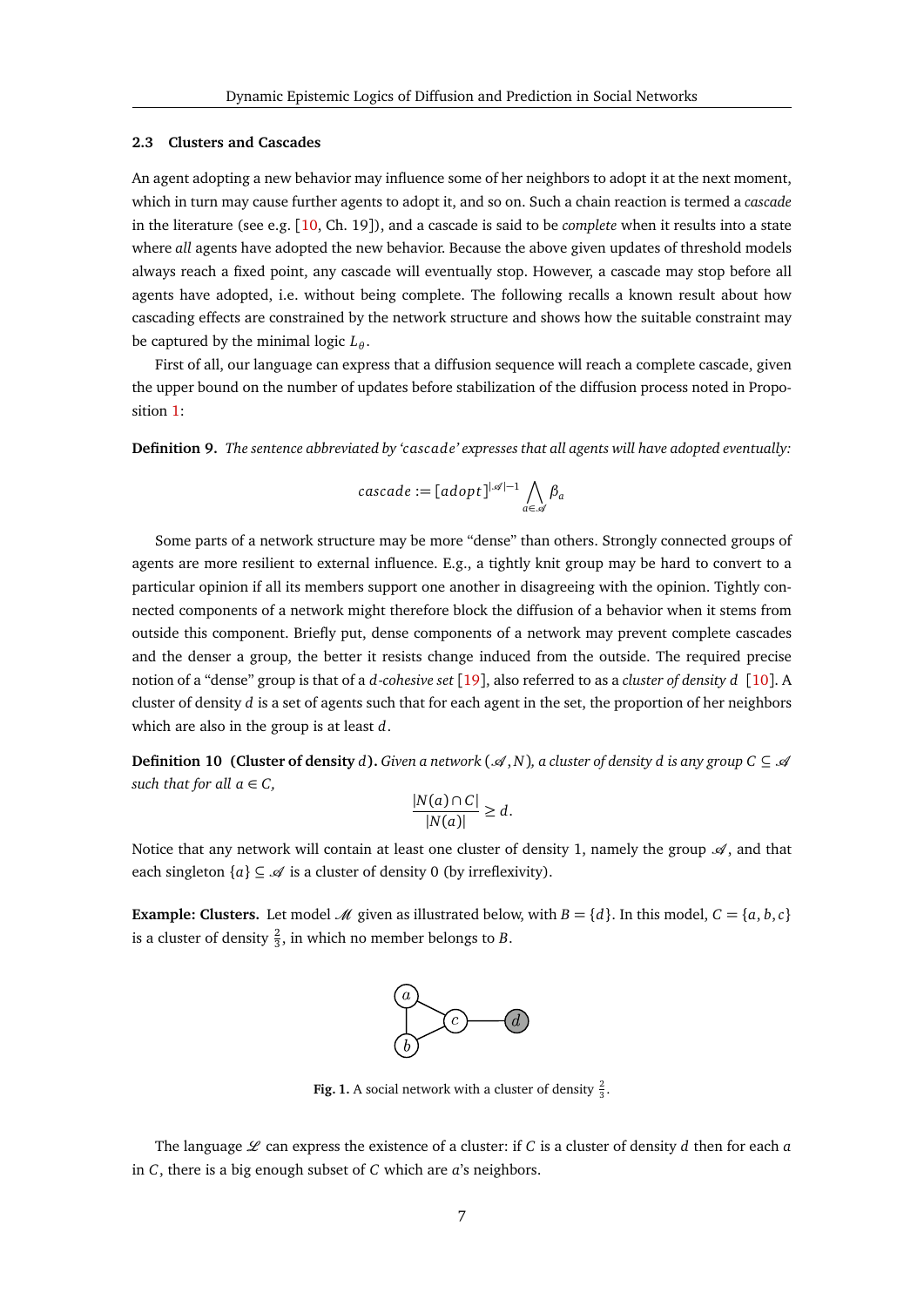### 2.3 Clusters and Cascades

An agent adopting a new behavior may influence some of her neighbors to adopt it at the next moment, which in turn may cause further agents to adopt it, and so on. Such a chain reaction is termed a *cascade* in the literature (see e.g. [10, Ch. 19]), and a cascade is said to be *complete* when it results into a state where *all* agents have adopted the new behavior. Because the above given updates of threshold models always reach a fixed point, any cascade will eventually stop. However, a cascade may stop before all agents have adopted, i.e. without being complete. The following recalls a known result about how cascading effects are constrained by the network structure and shows how the suitable constraint may be captured by the minimal logic $L_\theta$.

First of all, our language can express that a diffusion sequence will reach a complete cascade, given the upper bound on the number of updates before stabilization of the diffusion process noted in Proposition 1:

**Definition 9.** *The sentence abbreviated by '$cascade$' expresses that all agents will have adopted eventually:*

$$cascade := [adopt]^{|\mathscr{A}|-1} \bigwedge_{a \in \mathscr{A}} \beta_a$$

Some parts of a network structure may be more "dense" than others. Strongly connected groups of agents are more resilient to external influence. E.g., a tightly knit group may be hard to convert to a particular opinion if all its members support one another in disagreeing with the opinion. Tightly connected components of a network might therefore block the diffusion of a behavior when it stems from outside this component. Briefly put, dense components of a network may prevent complete cascades and the denser a group, the better it resists change induced from the outside. The required precise notion of a "dense" group is that of a *$d$-cohesive set* [19], also referred to as a *cluster of density $d$* [10]. A cluster of density $d$ is a set of agents such that for each agent in the set, the proportion of her neighbors which are also in the group is at least $d$.

**Definition 10 (Cluster of density $d$).** *Given a network $(\mathscr{A}, N)$, a cluster of density $d$ is any group $C \subseteq \mathscr{A}$ such that for all $a \in C$,*

$$\frac{|N(a) \cap C|}{|N(a)|} \geq d.$$

Notice that any network will contain at least one cluster of density 1, namely the group $\mathscr{A}$, and that each singleton $\{a\} \subseteq \mathscr{A}$ is a cluster of density 0 (by irreflexivity).

**Example: Clusters.** Let model $\mathscr{M}$ given as illustrated below, with $B = \{d\}$. In this model, $C = \{a, b, c\}$ is a cluster of density $\frac{2}{3}$, in which no member belongs to $B$.

**Fig. 1.** A social network with a cluster of density $\frac{2}{3}$.

The language $\mathscr{L}$ can express the existence of a cluster: if $C$ is a cluster of density $d$ then for each $a$ in $C$, there is a big enough subset of $C$ which are $a$'s neighbors.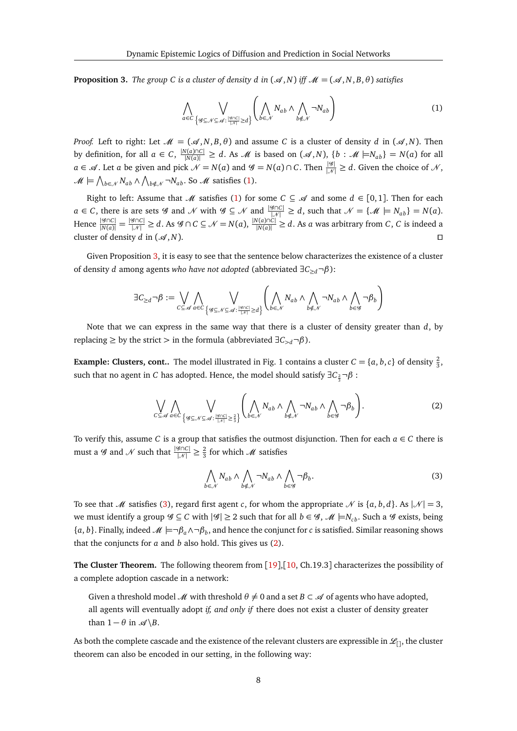**Proposition 3.** *The group $C$ is a cluster of density $d$ in $(\mathscr{A}, N)$ iff $\mathscr{M} = (\mathscr{A}, N, B, \theta)$ satisfies*

$$\bigwedge_{a \in C} \bigvee_{\left\{\mathscr{G} \subseteq \mathscr{N} \subseteq \mathscr{A} : \frac{|\mathscr{G} \cap C|}{|\mathscr{N}|} \geq d\right\}} \left( \bigwedge_{b \in \mathscr{N}} N_{ab} \wedge \bigwedge_{b \notin \mathscr{N}} \neg N_{ab} \right) \tag{1}$$

*Proof.* Left to right: Let $\mathscr{M} = (\mathscr{A}, N, B, \theta)$ and assume $C$ is a cluster of density $d$ in $(\mathscr{A}, N)$. Then by definition, for all $a \in C$, $\frac{|N(a) \cap C|}{|N(a)|} \geq d$. As $\mathscr{M}$ is based on $(\mathscr{A}, N)$, $\{b : \mathscr{M} \models N_{ab}\} = N(a)$ for all $a \in \mathscr{A}$. Let $a$ be given and pick $\mathscr{N} = N(a)$ and $\mathscr{G} = N(a) \cap C$. Then $\frac{|\mathscr{G}|}{|\mathscr{N}|} \geq d$. Given the choice of $\mathscr{N}$, $\mathscr{M} \models \bigwedge_{b \in \mathscr{N}} N_{ab} \wedge \bigwedge_{b \notin \mathscr{N}} \neg N_{ab}$. So $\mathscr{M}$ satisfies (1).

Right to left: Assume that $\mathscr{M}$ satisfies (1) for some $C \subseteq \mathscr{A}$ and some $d \in [0,1]$. Then for each $a \in C$, there is are sets $\mathscr{G}$ and $\mathscr{N}$ with $\mathscr{G} \subseteq \mathscr{N}$ and $\frac{|\mathscr{G} \cap C|}{|\mathscr{N}|} \geq d$, such that $\mathscr{N} = \{\mathscr{M} \models N_{ab}\} = N(a)$. Hence $\frac{|\mathscr{G} \cap C|}{|N(a)|} = \frac{|\mathscr{G} \cap C|}{|\mathscr{N}|} \geq d$. As $\mathscr{G} \cap C \subseteq \mathscr{N} = N(a)$, $\frac{|N(a) \cap C|}{|N(a)|} \geq d$. As $a$ was arbitrary from $C$, $C$ is indeed a cluster of density $d$ in $(\mathscr{A}, N)$. ◻

Given Proposition 3, it is easy to see that the sentence below characterizes the existence of a cluster of density $d$ among agents *who have not adopted* (abbreviated $\exists C_{\geq d} \neg \beta$):

$$\exists C_{\geq d} \neg \beta := \bigvee_{C \subseteq \mathscr{A}} \bigwedge_{a \in C} \bigvee_{\left\{\mathscr{G} \subseteq \mathscr{N} \subseteq \mathscr{A} : \frac{|\mathscr{G} \cap C|}{|\mathscr{N}|} \geq d\right\}} \left( \bigwedge_{b \in \mathscr{N}} N_{ab} \wedge \bigwedge_{b \notin \mathscr{N}} \neg N_{ab} \wedge \bigwedge_{b \in \mathscr{G}} \neg \beta_b \right)$$

Note that we can express in the same way that there is a cluster of density greater than $d$, by replacing $\geq$ by the strict $>$ in the formula (abbreviated $\exists C_{>d} \neg \beta$).

**Example: Clusters, cont..** The model illustrated in Fig. 1 contains a cluster $C = \{a, b, c\}$ of density $\frac{2}{3}$, such that no agent in $C$ has adopted. Hence, the model should satisfy $\exists C_{\frac{2}{3}} \neg \beta$ :

$$\bigvee_{C \subseteq \mathscr{A}} \bigwedge_{a \in C} \bigvee_{\left\{\mathscr{G} \subseteq \mathscr{N} \subseteq \mathscr{A} : \frac{|\mathscr{G} \cap C|}{|\mathscr{N}|} \geq \frac{2}{3}\right\}} \left( \bigwedge_{b \in \mathscr{N}} N_{ab} \wedge \bigwedge_{b \notin \mathscr{N}} \neg N_{ab} \wedge \bigwedge_{b \in \mathscr{G}} \neg \beta_b \right). \tag{2}$$

To verify this, assume $C$ is a group that satisfies the outmost disjunction. Then for each $a \in C$ there is must a $\mathscr{G}$ and $\mathscr{N}$ such that $\frac{|\mathscr{G} \cap C|}{|\mathscr{N}|} \geq \frac{2}{3}$ for which $\mathscr{M}$ satisfies

$$\bigwedge_{b \in \mathscr{N}} N_{ab} \wedge \bigwedge_{b \notin \mathscr{N}} \neg N_{ab} \wedge \bigwedge_{b \in \mathscr{G}} \neg \beta_b. \tag{3}$$

To see that $\mathscr{M}$ satisfies (3), regard first agent $c$, for whom the appropriate $\mathscr{N}$ is $\{a, b, d\}$. As $|\mathscr{N}| = 3$, we must identify a group $\mathscr{G} \subseteq C$ with $|\mathscr{G}| \geq 2$ such that for all $b \in \mathscr{G}$, $\mathscr{M} \models N_{cb}$. Such a $\mathscr{G}$ exists, being $\{a, b\}$. Finally, indeed $\mathscr{M} \models \neg \beta_a \wedge \neg \beta_b$, and hence the conjunct for $c$ is satisfied. Similar reasoning shows that the conjuncts for $a$ and $b$ also hold. This gives us (2).

**The Cluster Theorem.** The following theorem from [19],[10, Ch.19.3] characterizes the possibility of a complete adoption cascade in a network:

> Given a threshold model $\mathscr{M}$ with threshold $\theta \neq 0$ and a set $B \subset \mathscr{A}$ of agents who have adopted, all agents will eventually adopt *if, and only if* there does not exist a cluster of density greater than $1 - \theta$ in $\mathscr{A} \backslash B$.

As both the complete cascade and the existence of the relevant clusters are expressible in $\mathscr{L}_{[]}$, the cluster theorem can also be encoded in our setting, in the following way: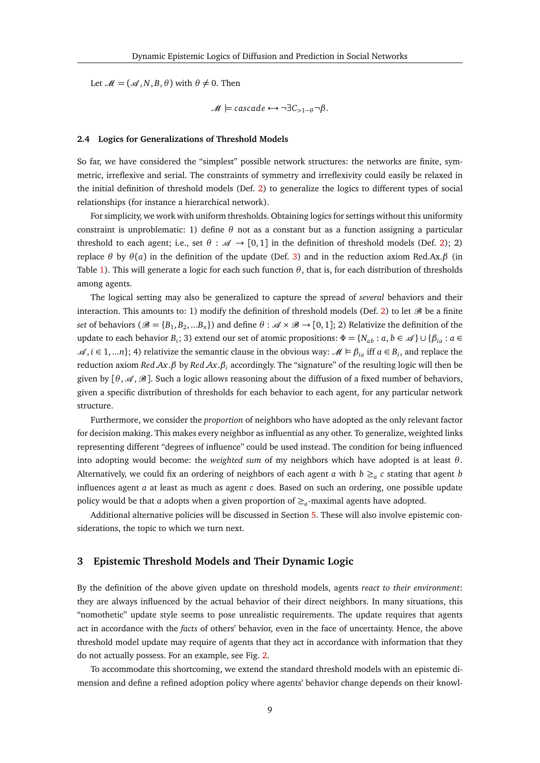Let $\mathcal{M} = (\mathcal{A}, N, B, \theta)$ with $\theta \neq 0$. Then

$$\mathcal{M} \models cascade \leftrightarrow \neg\exists C_{>1-\theta}\neg\beta.$$

### 2.4 Logics for Generalizations of Threshold Models

So far, we have considered the "simplest" possible network structures: the networks are finite, symmetric, irreflexive and serial. The constraints of symmetry and irreflexivity could easily be relaxed in the initial definition of threshold models (Def. 2) to generalize the logics to different types of social relationships (for instance a hierarchical network).

For simplicity, we work with uniform thresholds. Obtaining logics for settings without this uniformity constraint is unproblematic: 1) define $\theta$ not as a constant but as a function assigning a particular threshold to each agent; i.e., set $\theta : \mathcal{A} \to [0,1]$ in the definition of threshold models (Def. 2); 2) replace $\theta$ by $\theta(a)$ in the definition of the update (Def. 3) and in the reduction axiom Red.Ax.$\beta$ (in Table 1). This will generate a logic for each such function $\theta$, that is, for each distribution of thresholds among agents.

The logical setting may also be generalized to capture the spread of *several* behaviors and their interaction. This amounts to: 1) modify the definition of threshold models (Def. 2) to let $\mathcal{B}$ be a finite *set* of behaviors ($\mathcal{B} = \{B_1, B_2, ...B_n\}$) and define $\theta : \mathcal{A} \times \mathcal{B} \to [0,1]$; 2) Relativize the definition of the update to each behavior $B_i$; 3) extend our set of atomic propositions: $\Phi = \{N_{ab} : a, b \in \mathcal{A}\} \cup \{\beta_{ia} : a \in \mathcal{A}, i \in 1, ...n\}$; 4) relativize the semantic clause in the obvious way: $\mathcal{M} \models \beta_{ia}$ iff $a \in B_i$, and replace the reduction axiom $Red.Ax.\beta$ by $Red.Ax.\beta_i$ accordingly. The "signature" of the resulting logic will then be given by $[\theta, \mathcal{A}, \mathcal{B}]$. Such a logic allows reasoning about the diffusion of a fixed number of behaviors, given a specific distribution of thresholds for each behavior to each agent, for any particular network structure.

Furthermore, we consider the *proportion* of neighbors who have adopted as the only relevant factor for decision making. This makes every neighbor as influential as any other. To generalize, weighted links representing different "degrees of influence" could be used instead. The condition for being influenced into adopting would become: the *weighted sum* of my neighbors which have adopted is at least $\theta$. Alternatively, we could fix an ordering of neighbors of each agent $a$ with $b \geq_a c$ stating that agent $b$ influences agent $a$ at least as much as agent $c$ does. Based on such an ordering, one possible update policy would be that $a$ adopts when a given proportion of $\geq_a$-maximal agents have adopted.

Additional alternative policies will be discussed in Section 5. These will also involve epistemic considerations, the topic to which we turn next.

## 3 Epistemic Threshold Models and Their Dynamic Logic

By the definition of the above given update on threshold models, agents *react to their environment*: they are always influenced by the actual behavior of their direct neighbors. In many situations, this "nomothetic" update style seems to pose unrealistic requirements. The update requires that agents act in accordance with the *facts* of others' behavior, even in the face of uncertainty. Hence, the above threshold model update may require of agents that they act in accordance with information that they do not actually possess. For an example, see Fig. 2.

To accommodate this shortcoming, we extend the standard threshold models with an epistemic dimension and define a refined adoption policy where agents' behavior change depends on their knowl-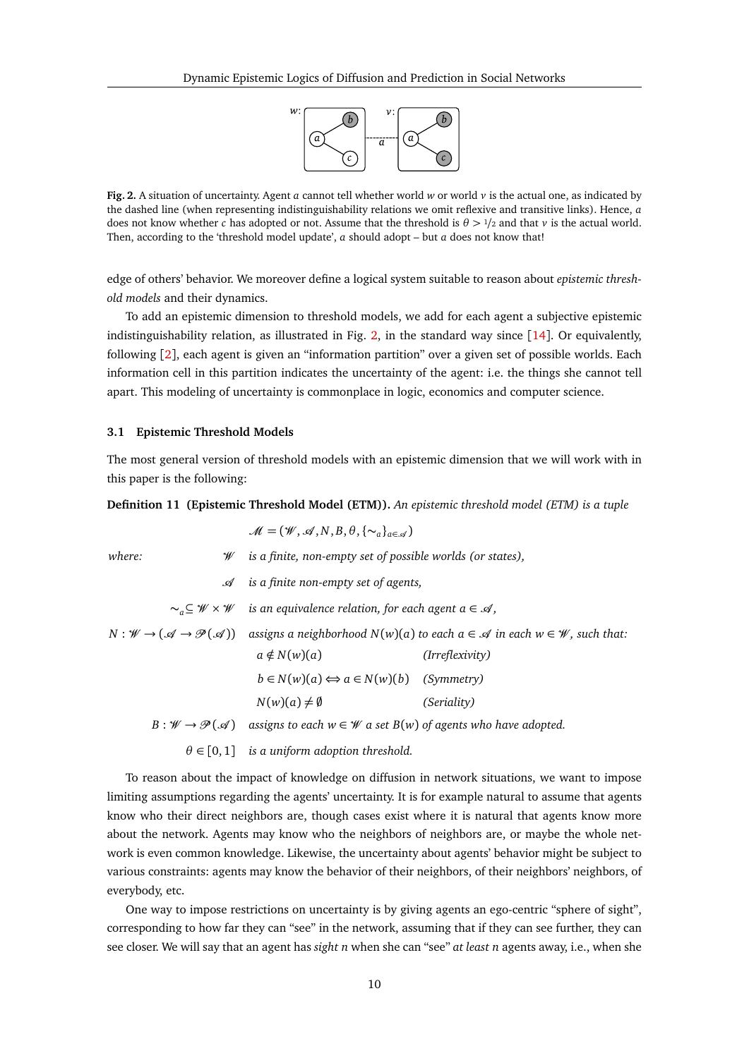**Fig. 2.** A situation of uncertainty. Agent $a$ cannot tell whether world $w$ or world $v$ is the actual one, as indicated by the dashed line (when representing indistinguishability relations we omit reflexive and transitive links). Hence, $a$ does not know whether $c$ has adopted or not. Assume that the threshold is $\theta > 1/2$ and that $v$ is the actual world. Then, according to the 'threshold model update', $a$ should adopt – but $a$ does not know that!

edge of others' behavior. We moreover define a logical system suitable to reason about *epistemic threshold models* and their dynamics.

To add an epistemic dimension to threshold models, we add for each agent a subjective epistemic indistinguishability relation, as illustrated in Fig. 2, in the standard way since [14]. Or equivalently, following [2], each agent is given an "information partition" over a given set of possible worlds. Each information cell in this partition indicates the uncertainty of the agent: i.e. the things she cannot tell apart. This modeling of uncertainty is commonplace in logic, economics and computer science.

### 3.1 Epistemic Threshold Models

The most general version of threshold models with an epistemic dimension that we will work with in this paper is the following:

**Definition 11 (Epistemic Threshold Model (ETM)).** *An epistemic threshold model (ETM) is a tuple*

$$\mathscr{M} = (\mathscr{W}, \mathscr{A}, N, B, \theta, \{\sim_a\}_{a \in \mathscr{A}})$$

*where:*

- $\mathscr{W}$ *is a finite, non-empty set of possible worlds (or states),*
- $\mathscr{A}$ *is a finite non-empty set of agents,*
- $\sim_a \subseteq \mathscr{W} \times \mathscr{W}$ *is an equivalence relation, for each agent* $a \in \mathscr{A}$,
- $N : \mathscr{W} \to (\mathscr{A} \to \mathscr{P}(\mathscr{A}))$ *assigns a neighborhood* $N(w)(a)$ *to each* $a \in \mathscr{A}$ *in each* $w \in \mathscr{W}$, *such that:*
  - $a \notin N(w)(a)$ *(Irreflexivity)*
  - $b \in N(w)(a) \Leftrightarrow a \in N(w)(b)$ *(Symmetry)*
  - $N(w)(a) \neq \emptyset$ *(Seriality)*
- $B : \mathscr{W} \to \mathscr{P}(\mathscr{A})$ *assigns to each* $w \in \mathscr{W}$ *a set* $B(w)$ *of agents who have adopted.*
- $\theta \in [0, 1]$ *is a uniform adoption threshold.*

To reason about the impact of knowledge on diffusion in network situations, we want to impose limiting assumptions regarding the agents' uncertainty. It is for example natural to assume that agents know who their direct neighbors are, though cases exist where it is natural that agents know more about the network. Agents may know who the neighbors of neighbors are, or maybe the whole network is even common knowledge. Likewise, the uncertainty about agents' behavior might be subject to various constraints: agents may know the behavior of their neighbors, of their neighbors' neighbors, of everybody, etc.

One way to impose restrictions on uncertainty is by giving agents an ego-centric "sphere of sight", corresponding to how far they can "see" in the network, assuming that if they can see further, they can see closer. We will say that an agent has *sight n* when she can "see" *at least n* agents away, i.e., when she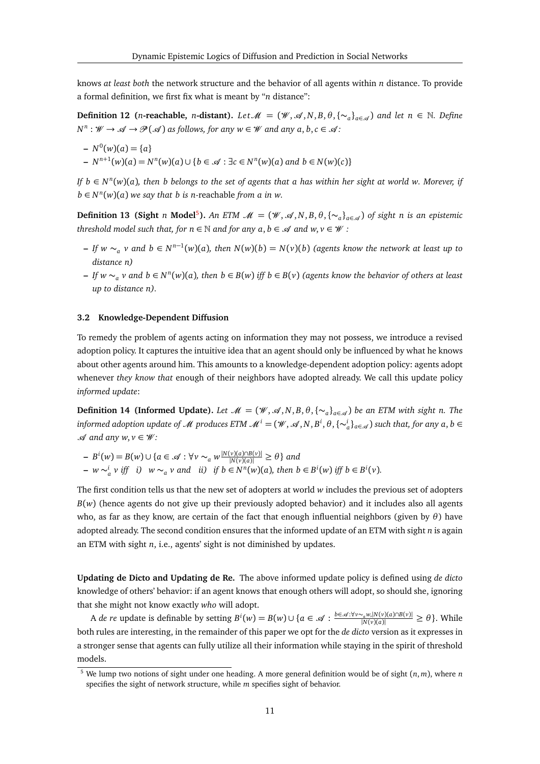knows *at least both* the network structure and the behavior of all agents within $n$ distance. To provide a formal definition, we first fix what is meant by "$n$ distance":

**Definition 12 ($n$-reachable, $n$-distant).** *Let $\mathcal{M} = (\mathcal{W}, \mathcal{A}, N, B, \theta, \{\sim_a\}_{a\in\mathcal{A}})$ and let $n \in \mathbb{N}$. Define $N^n : \mathcal{W} \to \mathcal{A} \to \mathcal{P}(\mathcal{A})$ as follows, for any $w \in \mathcal{W}$ and any $a, b, c \in \mathcal{A}$:*

- $N^0(w)(a) = \{a\}$
- $N^{n+1}(w)(a) = N^n(w)(a) \cup \{b \in \mathcal{A} : \exists c \in N^n(w)(a) \text{ and } b \in N(w)(c)\}$

*If $b \in N^n(w)(a)$, then $b$ belongs to the set of agents that $a$ has within her sight at world $w$. Morever, if $b \in N^n(w)(a)$ we say that $b$ is $n$-reachable from $a$ in $w$.*

**Definition 13 (Sight $n$ Model[5]).** *An ETM $\mathcal{M} = (\mathcal{W}, \mathcal{A}, N, B, \theta, \{\sim_a\}_{a\in\mathcal{A}})$ of sight $n$ is an epistemic threshold model such that, for $n \in \mathbb{N}$ and for any $a, b \in \mathcal{A}$ and $w, v \in \mathcal{W}$ :*

- *If $w \sim_a v$ and $b \in N^{n-1}(w)(a)$, then $N(w)(b) = N(v)(b)$ (agents know the network at least up to distance $n$)*
- *If $w \sim_a v$ and $b \in N^n(w)(a)$, then $b \in B(w)$ iff $b \in B(v)$ (agents know the behavior of others at least up to distance $n$).*

### 3.2 Knowledge-Dependent Diffusion

To remedy the problem of agents acting on information they may not possess, we introduce a revised adoption policy. It captures the intuitive idea that an agent should only be influenced by what he knows about other agents around him. This amounts to a knowledge-dependent adoption policy: agents adopt whenever *they know that* enough of their neighbors have adopted already. We call this update policy *informed update*:

**Definition 14 (Informed Update).** *Let $\mathcal{M} = (\mathcal{W}, \mathcal{A}, N, B, \theta, \{\sim_a\}_{a\in\mathcal{A}})$ be an ETM with sight $n$. The informed adoption update of $\mathcal{M}$ produces ETM $\mathcal{M}^i = (\mathcal{W}, \mathcal{A}, N, B^i, \theta, \{\sim^i_a\}_{a\in\mathcal{A}})$ such that, for any $a, b \in \mathcal{A}$ and any $w, v \in \mathcal{W}$:*

- $B^i(w) = B(w) \cup \{a \in \mathcal{A} : \forall v \sim_a w \frac{|N(v)(a)\cap B(v)|}{|N(v)(a)|} \geq \theta\}$ *and*
- $w \sim^i_a v$ *iff i) $w \sim_a v$ and ii) if $b \in N^n(w)(a)$, then $b \in B^i(w)$ iff $b \in B^i(v)$.*

The first condition tells us that the new set of adopters at world $w$ includes the previous set of adopters $B(w)$ (hence agents do not give up their previously adopted behavior) and it includes also all agents who, as far as they know, are certain of the fact that enough influential neighbors (given by $\theta$) have adopted already. The second condition ensures that the informed update of an ETM with sight $n$ is again an ETM with sight $n$, i.e., agents' sight is not diminished by updates.

**Updating de Dicto and Updating de Re.** The above informed update policy is defined using *de dicto* knowledge of others' behavior: if an agent knows that enough others will adopt, so should she, ignoring that she might not know exactly *who* will adopt.

A *de re* update is definable by setting $B^i(w) = B(w) \cup \{a \in \mathcal{A} : \frac{b\in\mathcal{A}:\forall v\sim_a w, |N(v)(a)\cap B(v)|}{|N(v)(a)|} \geq \theta\}$. While both rules are interesting, in the remainder of this paper we opt for the *de dicto* version as it expresses in a stronger sense that agents can fully utilize all their information while staying in the spirit of threshold models.

[5] We lump two notions of sight under one heading. A more general definition would be of sight $(n, m)$, where $n$ specifies the sight of network structure, while $m$ specifies sight of behavior.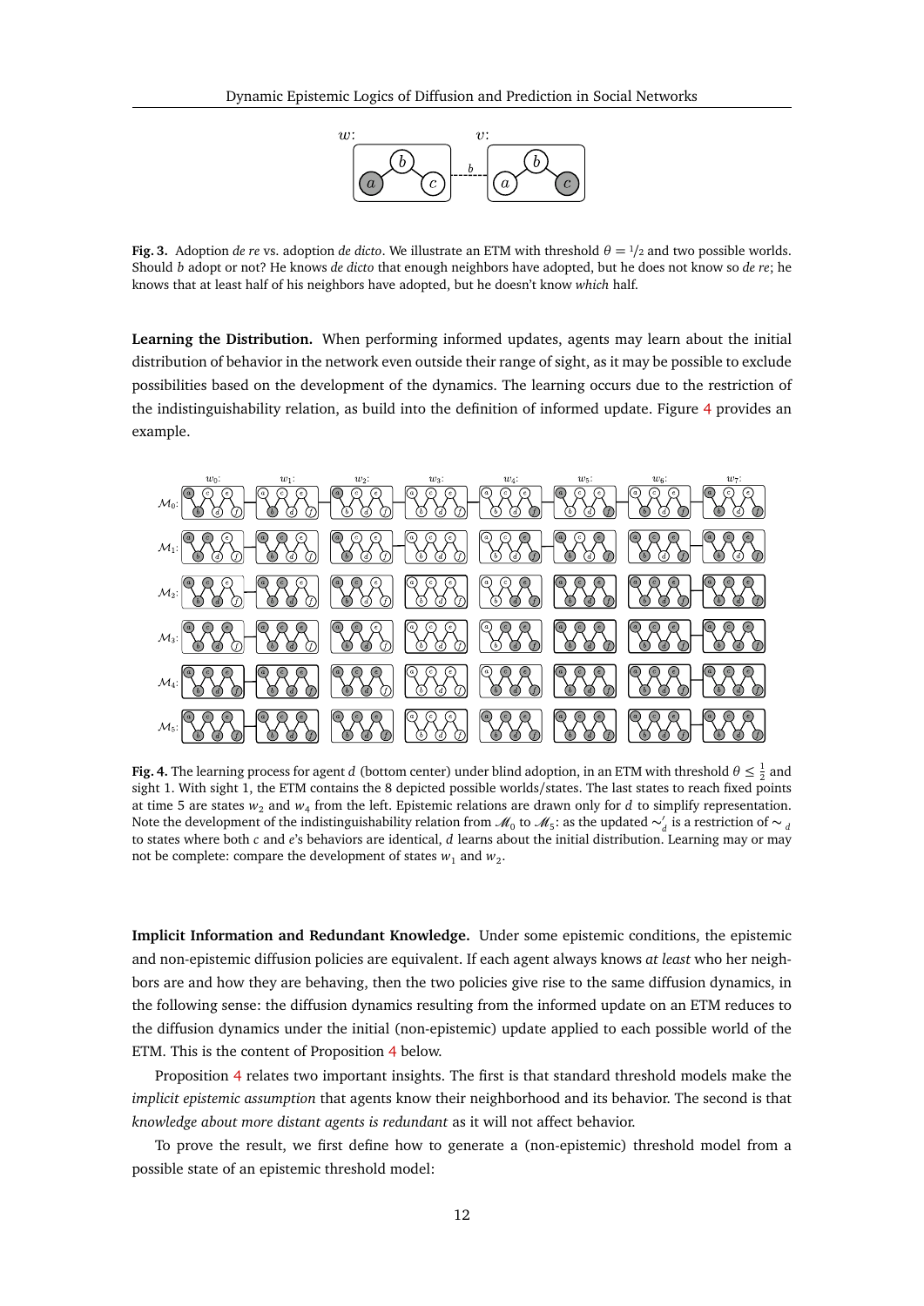**Fig. 3.** Adoption *de re* vs. adoption *de dicto*. We illustrate an ETM with threshold $\theta = 1/2$ and two possible worlds. Should $b$ adopt or not? He knows *de dicto* that enough neighbors have adopted, but he does not know so *de re*; he knows that at least half of his neighbors have adopted, but he doesn't know *which* half.

**Learning the Distribution.** When performing informed updates, agents may learn about the initial distribution of behavior in the network even outside their range of sight, as it may be possible to exclude possibilities based on the development of the dynamics. The learning occurs due to the restriction of the indistinguishability relation, as build into the definition of informed update. Figure 4 provides an example.

**Fig. 4.** The learning process for agent $d$ (bottom center) under blind adoption, in an ETM with threshold $\theta \leq \frac{1}{2}$ and sight 1. With sight 1, the ETM contains the 8 depicted possible worlds/states. The last states to reach fixed points at time 5 are states $w_2$ and $w_4$ from the left. Epistemic relations are drawn only for $d$ to simplify representation. Note the development of the indistinguishability relation from $\mathscr{M}_0$ to $\mathscr{M}_5$: as the updated $\sim'_d$ is a restriction of $\sim_d$ to states where both $c$ and $e$'s behaviors are identical, $d$ learns about the initial distribution. Learning may or may not be complete: compare the development of states $w_1$ and $w_2$.

**Implicit Information and Redundant Knowledge.** Under some epistemic conditions, the epistemic and non-epistemic diffusion policies are equivalent. If each agent always knows *at least* who her neighbors are and how they are behaving, then the two policies give rise to the same diffusion dynamics, in the following sense: the diffusion dynamics resulting from the informed update on an ETM reduces to the diffusion dynamics under the initial (non-epistemic) update applied to each possible world of the ETM. This is the content of Proposition 4 below.

Proposition 4 relates two important insights. The first is that standard threshold models make the *implicit epistemic assumption* that agents know their neighborhood and its behavior. The second is that *knowledge about more distant agents is redundant* as it will not affect behavior.

To prove the result, we first define how to generate a (non-epistemic) threshold model from a possible state of an epistemic threshold model: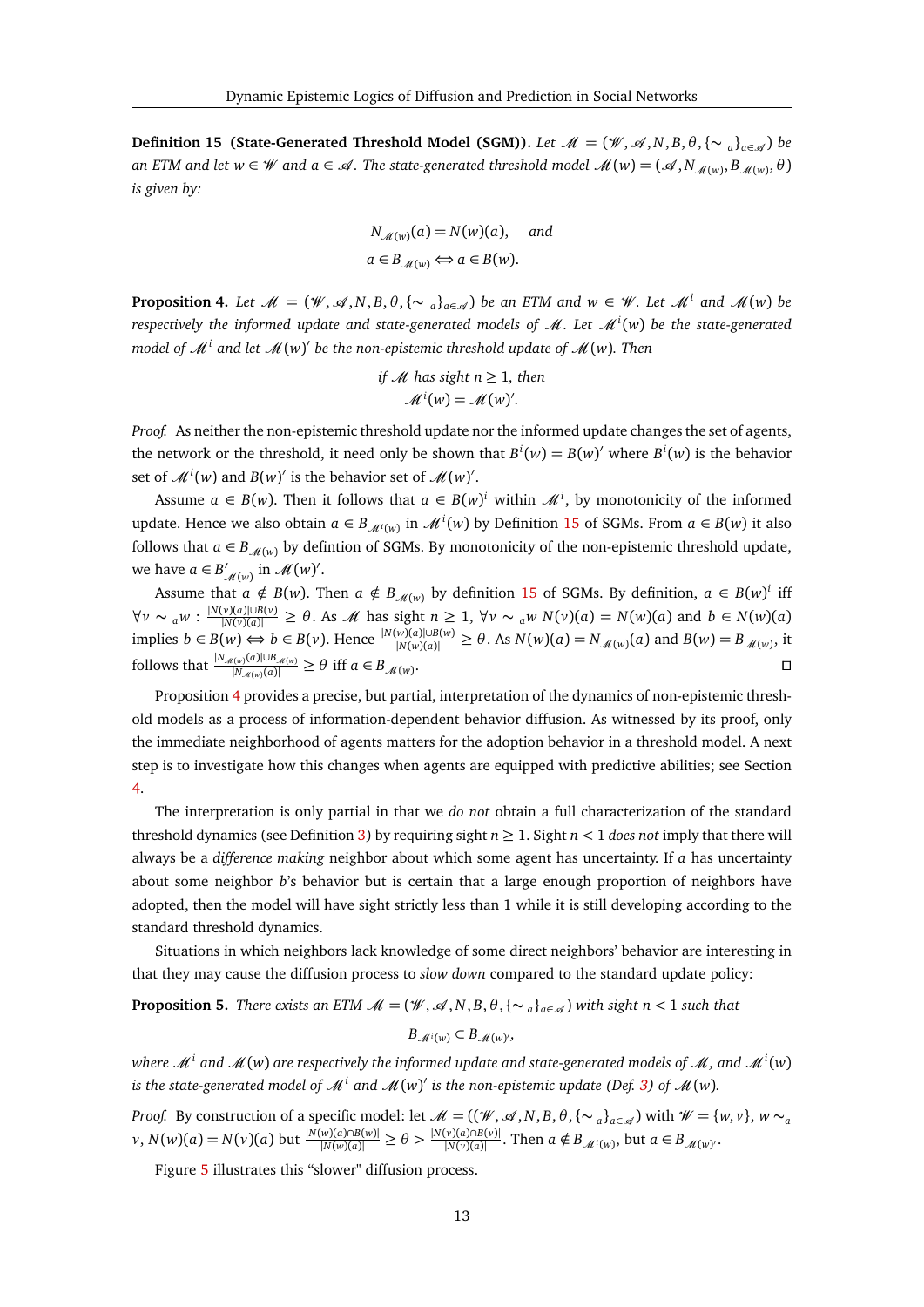**Definition 15 (State-Generated Threshold Model (SGM)).** *Let $\mathscr{M} = (\mathscr{W}, \mathscr{A}, N, B, \theta, \{\sim_a\}_{a \in \mathscr{A}})$ be an ETM and let $w \in \mathscr{W}$ and $a \in \mathscr{A}$. The state-generated threshold model $\mathscr{M}(w) = (\mathscr{A}, N_{\mathscr{M}(w)}, B_{\mathscr{M}(w)}, \theta)$ is given by:*

$$N_{\mathscr{M}(w)}(a) = N(w)(a), \quad \text{and}$$
$$a \in B_{\mathscr{M}(w)} \Leftrightarrow a \in B(w).$$

**Proposition 4.** *Let $\mathscr{M} = (\mathscr{W}, \mathscr{A}, N, B, \theta, \{\sim_a\}_{a \in \mathscr{A}})$ be an ETM and $w \in \mathscr{W}$. Let $\mathscr{M}^i$ and $\mathscr{M}(w)$ be respectively the informed update and state-generated models of $\mathscr{M}$. Let $\mathscr{M}^i(w)$ be the state-generated model of $\mathscr{M}^i$ and let $\mathscr{M}(w)'$ be the non-epistemic threshold update of $\mathscr{M}(w)$. Then*

$$\text{if } \mathscr{M} \text{ has sight } n \geq 1, \text{ then}$$
$$\mathscr{M}^i(w) = \mathscr{M}(w)'.$$

*Proof.* As neither the non-epistemic threshold update nor the informed update changes the set of agents, the network or the threshold, it need only be shown that $B^i(w) = B(w)'$ where $B^i(w)$ is the behavior set of $\mathscr{M}^i(w)$ and $B(w)'$ is the behavior set of $\mathscr{M}(w)'$.

Assume $a \in B(w)$. Then it follows that $a \in B(w)^i$ within $\mathscr{M}^i$, by monotonicity of the informed update. Hence we also obtain $a \in B_{\mathscr{M}^i(w)}$ in $\mathscr{M}^i(w)$ by Definition 15 of SGMs. From $a \in B(w)$ it also follows that $a \in B_{\mathscr{M}(w)}$ by defintion of SGMs. By monotonicity of the non-epistemic threshold update, we have $a \in B'_{\mathscr{M}(w)}$ in $\mathscr{M}(w)'$.

Assume that $a \notin B(w)$. Then $a \notin B_{\mathscr{M}(w)}$ by definition 15 of SGMs. By definition, $a \in B(w)^i$ iff $\forall v \sim_a w : \frac{|N(v)(a) \cup B(v)}{|N(v)(a)|} \geq \theta$. As $\mathscr{M}$ has sight $n \geq 1$, $\forall v \sim_a w$ $N(v)(a) = N(w)(a)$ and $b \in N(w)(a)$ implies $b \in B(w) \Leftrightarrow b \in B(v)$. Hence $\frac{|N(w)(a) \cup B(w)}{|N(w)(a)|} \geq \theta$. As $N(w)(a) = N_{\mathscr{M}(w)}(a)$ and $B(w) = B_{\mathscr{M}(w)}$, it follows that $\frac{|N_{\mathscr{M}(w)}(a) \cup B_{\mathscr{M}(w)}}{|N_{\mathscr{M}(w)}(a)|} \geq \theta$ iff $a \in B_{\mathscr{M}(w)}$. $\square$

Proposition 4 provides a precise, but partial, interpretation of the dynamics of non-epistemic threshold models as a process of information-dependent behavior diffusion. As witnessed by its proof, only the immediate neighborhood of agents matters for the adoption behavior in a threshold model. A next step is to investigate how this changes when agents are equipped with predictive abilities; see Section 4.

The interpretation is only partial in that we *do not* obtain a full characterization of the standard threshold dynamics (see Definition 3) by requiring sight $n \geq 1$. Sight $n < 1$ *does not* imply that there will always be a *difference making* neighbor about which some agent has uncertainty. If $a$ has uncertainty about some neighbor $b$'s behavior but is certain that a large enough proportion of neighbors have adopted, then the model will have sight strictly less than 1 while it is still developing according to the standard threshold dynamics.

Situations in which neighbors lack knowledge of some direct neighbors' behavior are interesting in that they may cause the diffusion process to *slow down* compared to the standard update policy:

**Proposition 5.** *There exists an ETM $\mathscr{M} = (\mathscr{W}, \mathscr{A}, N, B, \theta, \{\sim_a\}_{a \in \mathscr{A}})$ with sight $n < 1$ such that*

$$B_{\mathscr{M}^i(w)} \subset B_{\mathscr{M}(w)'},$$

*where $\mathscr{M}^i$ and $\mathscr{M}(w)$ are respectively the informed update and state-generated models of $\mathscr{M}$, and $\mathscr{M}^i(w)$ is the state-generated model of $\mathscr{M}^i$ and $\mathscr{M}(w)'$ is the non-epistemic update (Def. 3) of $\mathscr{M}(w)$.*

*Proof.* By construction of a specific model: let $\mathscr{M} = ((\mathscr{W}, \mathscr{A}, N, B, \theta, \{\sim_a\}_{a \in \mathscr{A}})$ with $\mathscr{W} = \{w, v\}$, $w \sim_a v$, $N(w)(a) = N(v)(a)$ but $\frac{|N(w)(a) \cap B(w)|}{|N(w)(a)|} \geq \theta > \frac{|N(v)(a) \cap B(v)|}{|N(v)(a)|}$. Then $a \notin B_{\mathscr{M}^i(w)}$, but $a \in B_{\mathscr{M}(w)'}$.

Figure 5 illustrates this "slower" diffusion process.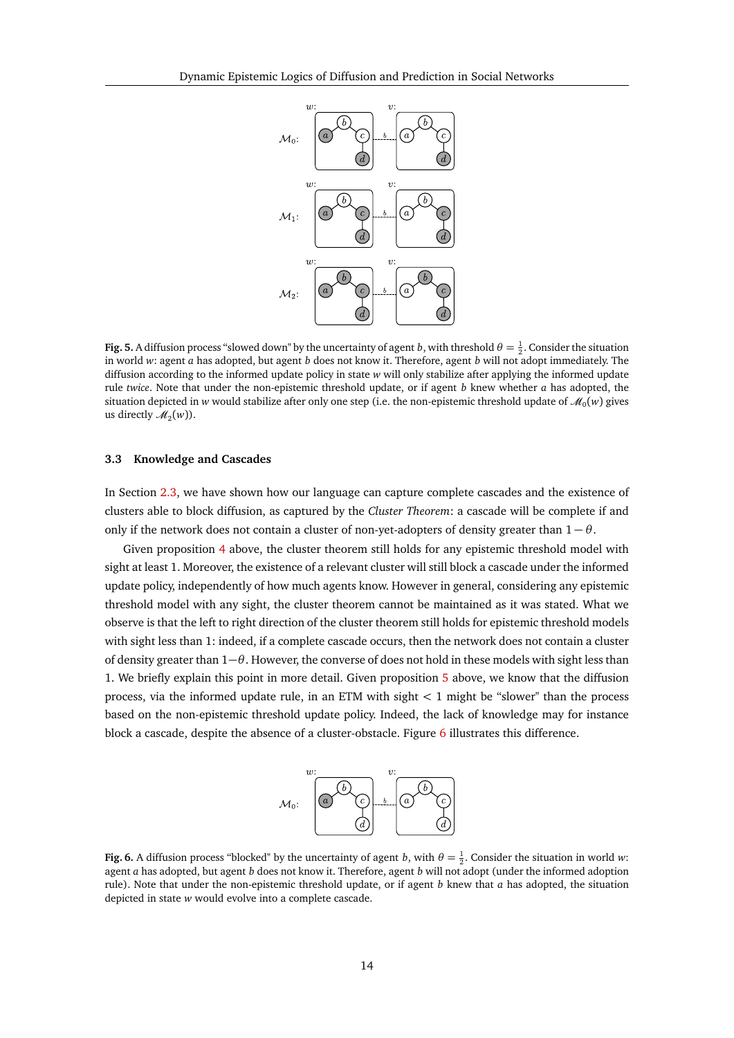**Fig. 5.** A diffusion process "slowed down" by the uncertainty of agent $b$, with threshold $\theta = \frac{1}{2}$. Consider the situation in world $w$: agent $a$ has adopted, but agent $b$ does not know it. Therefore, agent $b$ will not adopt immediately. The diffusion according to the informed update policy in state $w$ will only stabilize after applying the informed update rule *twice*. Note that under the non-epistemic threshold update, or if agent $b$ knew whether $a$ has adopted, the situation depicted in $w$ would stabilize after only one step (i.e. the non-epistemic threshold update of $\mathcal{M}_0(w)$ gives us directly $\mathcal{M}_2(w)$).

### 3.3 Knowledge and Cascades

In Section 2.3, we have shown how our language can capture complete cascades and the existence of clusters able to block diffusion, as captured by the *Cluster Theorem*: a cascade will be complete if and only if the network does not contain a cluster of non-yet-adopters of density greater than $1-\theta$.

Given proposition 4 above, the cluster theorem still holds for any epistemic threshold model with sight at least 1. Moreover, the existence of a relevant cluster will still block a cascade under the informed update policy, independently of how much agents know. However in general, considering any epistemic threshold model with any sight, the cluster theorem cannot be maintained as it was stated. What we observe is that the left to right direction of the cluster theorem still holds for epistemic threshold models with sight less than 1: indeed, if a complete cascade occurs, then the network does not contain a cluster of density greater than $1-\theta$. However, the converse of does not hold in these models with sight less than 1. We briefly explain this point in more detail. Given proposition 5 above, we know that the diffusion process, via the informed update rule, in an ETM with sight $< 1$ might be "slower" than the process based on the non-epistemic threshold update policy. Indeed, the lack of knowledge may for instance block a cascade, despite the absence of a cluster-obstacle. Figure 6 illustrates this difference.

**Fig. 6.** A diffusion process "blocked" by the uncertainty of agent $b$, with $\theta = \frac{1}{2}$. Consider the situation in world $w$: agent $a$ has adopted, but agent $b$ does not know it. Therefore, agent $b$ will not adopt (under the informed adoption rule). Note that under the non-epistemic threshold update, or if agent $b$ knew that $a$ has adopted, the situation depicted in state $w$ would evolve into a complete cascade.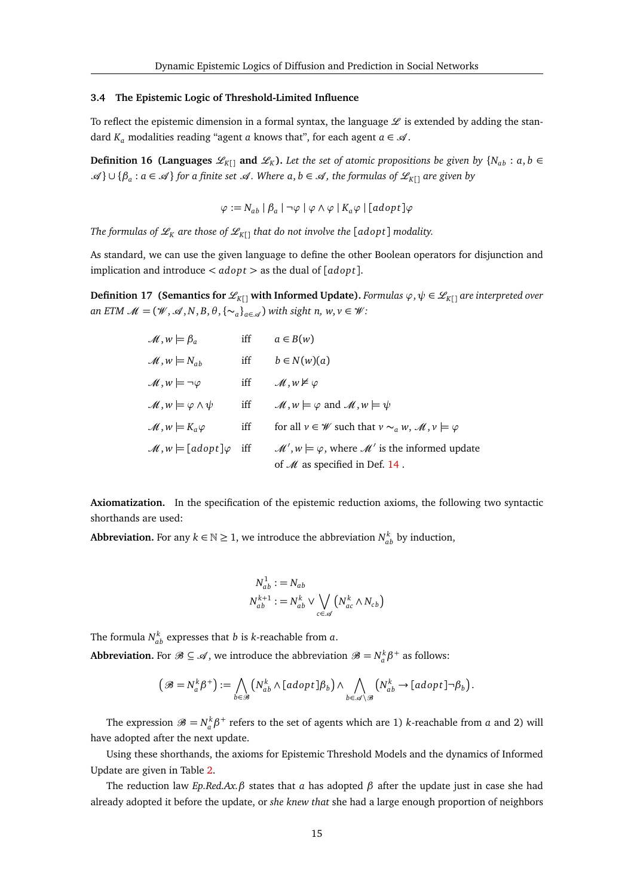### 3.4 The Epistemic Logic of Threshold-Limited Influence

To reflect the epistemic dimension in a formal syntax, the language $\mathscr{L}$ is extended by adding the standard $K_a$ modalities reading "agent $a$ knows that", for each agent $a \in \mathscr{A}$.

**Definition 16 (Languages $\mathscr{L}_{K[]}$ and $\mathscr{L}_K$).** *Let the set of atomic propositions be given by $\{N_{ab} : a, b \in \mathscr{A}\} \cup \{\beta_a : a \in \mathscr{A}\}$ for a finite set $\mathscr{A}$. Where $a, b \in \mathscr{A}$, the formulas of $\mathscr{L}_{K[]}$ are given by*

$$\varphi := N_{ab} \mid \beta_a \mid \neg\varphi \mid \varphi \wedge \varphi \mid K_a\varphi \mid [adopt]\varphi$$

*The formulas of $\mathscr{L}_K$ are those of $\mathscr{L}_{K[]}$ that do not involve the $[adopt]$ modality.*

As standard, we can use the given language to define the other Boolean operators for disjunction and implication and introduce $< adopt >$ as the dual of $[adopt]$.

**Definition 17 (Semantics for $\mathscr{L}_{K[]}$ with Informed Update).** *Formulas $\varphi, \psi \in \mathscr{L}_{K[]}$ are interpreted over an ETM $\mathscr{M} = (\mathscr{W}, \mathscr{A}, N, B, \theta, \{\sim_a\}_{a \in \mathscr{A}})$ with sight n, $w, v \in \mathscr{W}$:*

| | | |
|---|---|---|
| $\mathscr{M}, w \models \beta_a$ | iff | $a \in B(w)$ |
| $\mathscr{M}, w \models N_{ab}$ | iff | $b \in N(w)(a)$ |
| $\mathscr{M}, w \models \neg\varphi$ | iff | $\mathscr{M}, w \not\models \varphi$ |
| $\mathscr{M}, w \models \varphi \wedge \psi$ | iff | $\mathscr{M}, w \models \varphi$ and $\mathscr{M}, w \models \psi$ |
| $\mathscr{M}, w \models K_a\varphi$ | iff | for all $v \in \mathscr{W}$ such that $v \sim_a w$, $\mathscr{M}, v \models \varphi$ |
| $\mathscr{M}, w \models [adopt]\varphi$ | iff | $\mathscr{M}', w \models \varphi$, where $\mathscr{M}'$ is the informed update of $\mathscr{M}$ as specified in Def. 14 . |

**Axiomatization.** In the specification of the epistemic reduction axioms, the following two syntactic shorthands are used:

**Abbreviation.** For any $k \in \mathbb{N} \geq 1$, we introduce the abbreviation $N^k_{ab}$ by induction,

$$N^1_{ab} := N_{ab}$$
$$N^{k+1}_{ab} := N^k_{ab} \vee \bigvee_{c \in \mathscr{A}} \left(N^k_{ac} \wedge N_{cb}\right)$$

The formula $N^k_{ab}$ expresses that $b$ is $k$-reachable from $a$.

**Abbreviation.** For $\mathscr{B} \subseteq \mathscr{A}$, we introduce the abbreviation $\mathscr{B} = N^k_a\beta^+$ as follows:

$$\left(\mathscr{B} = N^k_a\beta^+\right) := \bigwedge_{b \in \mathscr{B}} \left(N^k_{ab} \wedge [adopt]\beta_b\right) \wedge \bigwedge_{b \in \mathscr{A} \setminus \mathscr{B}} \left(N^k_{ab} \to [adopt]\neg\beta_b\right).$$

The expression $\mathscr{B} = N^k_a\beta^+$ refers to the set of agents which are 1) $k$-reachable from $a$ and 2) will have adopted after the next update.

Using these shorthands, the axioms for Epistemic Threshold Models and the dynamics of Informed Update are given in Table 2.

The reduction law *Ep.Red.Ax.β* states that $a$ has adopted $\beta$ after the update just in case she had already adopted it before the update, or *she knew that* she had a large enough proportion of neighbors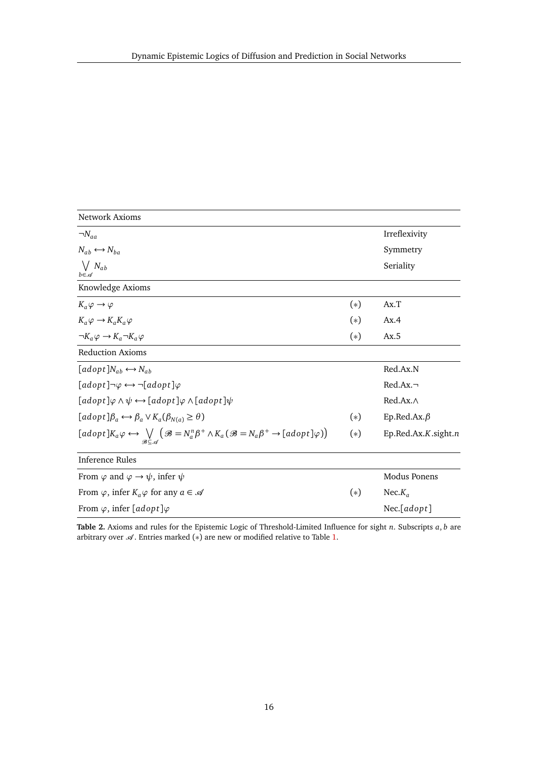| Network Axioms | | |
|---|---|---|
| $\neg N_{aa}$ | | Irreflexivity |
| $N_{ab} \leftrightarrow N_{ba}$ | | Symmetry |
| $\bigvee_{b \in \mathscr{A}} N_{ab}$ | | Seriality |
| **Knowledge Axioms** | | |
| $K_a \varphi \rightarrow \varphi$ | (∗) | Ax.T |
| $K_a \varphi \rightarrow K_a K_a \varphi$ | (∗) | Ax.4 |
| $\neg K_a \varphi \rightarrow K_a \neg K_a \varphi$ | (∗) | Ax.5 |
| **Reduction Axioms** | | |
| $[adopt] N_{ab} \leftrightarrow N_{ab}$ | | Red.Ax.N |
| $[adopt] \neg \varphi \leftrightarrow \neg [adopt] \varphi$ | | Red.Ax.¬ |
| $[adopt] \varphi \wedge \psi \leftrightarrow [adopt] \varphi \wedge [adopt] \psi$ | | Red.Ax.∧ |
| $[adopt] \beta_a \leftrightarrow \beta_a \vee K_a(\beta_{N(a)} \geq \theta)$ | (∗) | Ep.Red.Ax.$\beta$ |
| $[adopt] K_a \varphi \leftrightarrow \bigvee_{\mathscr{B} \subseteq \mathscr{A}} \big( \mathscr{B} = N_a^n \beta^+ \wedge K_a (\mathscr{B} = N_a \beta^+ \rightarrow [adopt] \varphi) \big)$ | (∗) | Ep.Red.Ax.$K$.sight.$n$ |
| **Inference Rules** | | |
| From $\varphi$ and $\varphi \rightarrow \psi$, infer $\psi$ | | Modus Ponens |
| From $\varphi$, infer $K_a \varphi$ for any $a \in \mathscr{A}$ | (∗) | Nec.$K_a$ |
| From $\varphi$, infer $[adopt] \varphi$ | | Nec.$[adopt]$ |

**Table 2.** Axioms and rules for the Epistemic Logic of Threshold-Limited Influence for sight $n$. Subscripts $a, b$ are arbitrary over $\mathscr{A}$. Entries marked (∗) are new or modified relative to Table 1.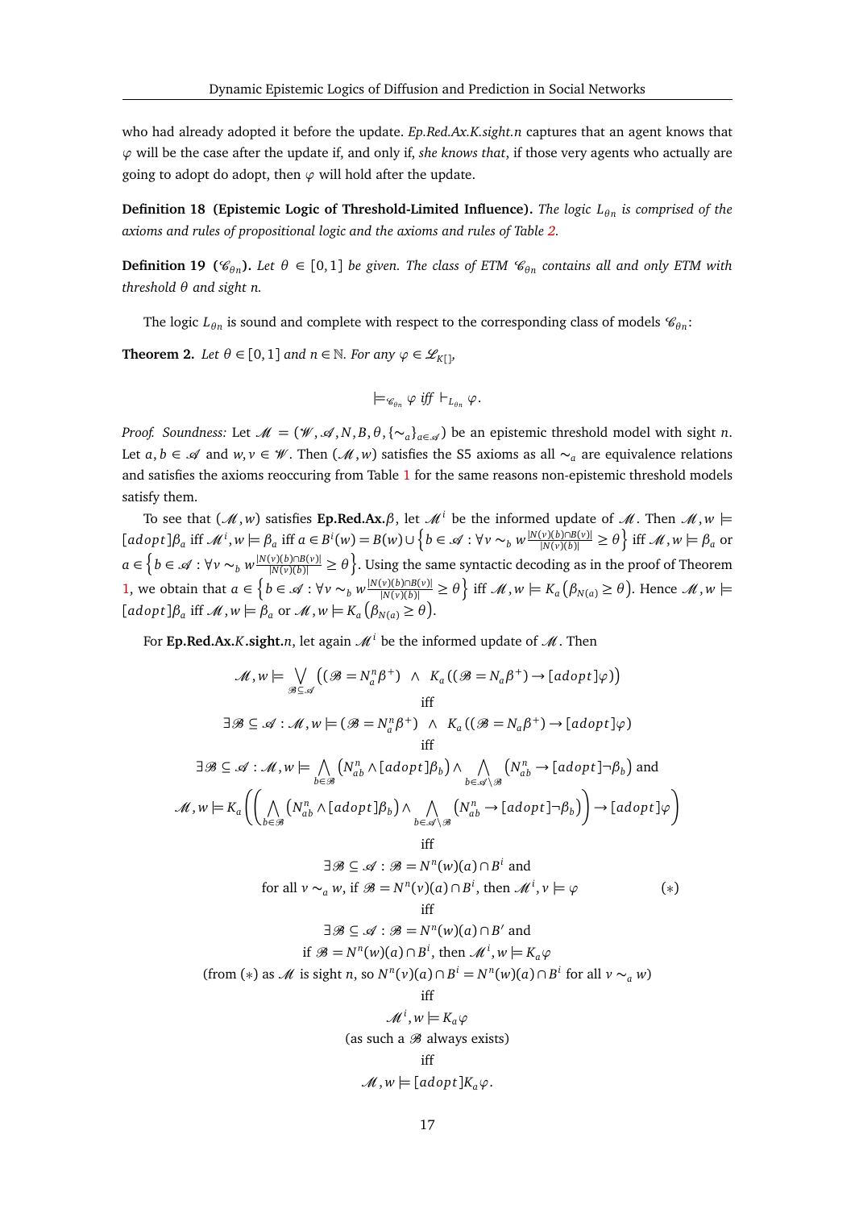who had already adopted it before the update. *Ep.Red.Ax.K.sight.n* captures that an agent knows that $\varphi$ will be the case after the update if, and only if, *she knows that*, if those very agents who actually are going to adopt do adopt, then $\varphi$ will hold after the update.

**Definition 18 (Epistemic Logic of Threshold-Limited Influence).** *The logic $L_{\theta n}$ is comprised of the axioms and rules of propositional logic and the axioms and rules of Table 2.*

**Definition 19 ($\mathscr{C}_{\theta n}$).** *Let $\theta \in [0,1]$ be given. The class of ETM $\mathscr{C}_{\theta n}$ contains all and only ETM with threshold $\theta$ and sight $n$.*

The logic $L_{\theta n}$ is sound and complete with respect to the corresponding class of models $\mathscr{C}_{\theta n}$:

**Theorem 2.** *Let $\theta \in [0,1]$ and $n \in \mathbb{N}$. For any $\varphi \in \mathscr{L}_{K[]}$,*

$$\models_{\mathscr{C}_{\theta n}} \varphi \text{ iff } \vdash_{L_{\theta n}} \varphi.$$

*Proof. Soundness:* Let $\mathscr{M} = (\mathscr{W}, \mathscr{A}, N, B, \theta, \{\sim_a\}_{a \in \mathscr{A}})$ be an epistemic threshold model with sight $n$. Let $a, b \in \mathscr{A}$ and $w, v \in \mathscr{W}$. Then $(\mathscr{M}, w)$ satisfies the S5 axioms as all $\sim_a$ are equivalence relations and satisfies the axioms reoccuring from Table 1 for the same reasons non-epistemic threshold models satisfy them.

To see that $(\mathscr{M}, w)$ satisfies **Ep.Red.Ax.$\beta$**, let $\mathscr{M}^i$ be the informed update of $\mathscr{M}$. Then $\mathscr{M}, w \models [adopt]\beta_a$ iff $\mathscr{M}^i, w \models \beta_a$ iff $a \in B^i(w) = B(w) \cup \left\{ b \in \mathscr{A} : \forall v \sim_b w \frac{|N(v)(b) \cap B(v)|}{|N(v)(b)|} \geq \theta \right\}$ iff $\mathscr{M}, w \models \beta_a$ or $a \in \left\{ b \in \mathscr{A} : \forall v \sim_b w \frac{|N(v)(b) \cap B(v)|}{|N(v)(b)|} \geq \theta \right\}$. Using the same syntactic decoding as in the proof of Theorem 1, we obtain that $a \in \left\{ b \in \mathscr{A} : \forall v \sim_b w \frac{|N(v)(b) \cap B(v)|}{|N(v)(b)|} \geq \theta \right\}$ iff $\mathscr{M}, w \models K_a\left(\beta_{N(a)} \geq \theta\right)$. Hence $\mathscr{M}, w \models [adopt]\beta_a$ iff $\mathscr{M}, w \models \beta_a$ or $\mathscr{M}, w \models K_a\left(\beta_{N(a)} \geq \theta\right)$.

For **Ep.Red.Ax.$K$.sight.$n$**, let again $\mathscr{M}^i$ be the informed update of $\mathscr{M}$. Then

$$\mathscr{M}, w \models \bigvee_{\mathscr{B} \subseteq \mathscr{A}} \left( (\mathscr{B} = N_a^n \beta^+) \;\wedge\; K_a\left( (\mathscr{B} = N_a \beta^+) \to [adopt]\varphi \right) \right)$$

iff

$$\exists \mathscr{B} \subseteq \mathscr{A} : \mathscr{M}, w \models (\mathscr{B} = N_a^n \beta^+) \;\wedge\; K_a\left( (\mathscr{B} = N_a \beta^+) \to [adopt]\varphi \right)$$

iff

$$\exists \mathscr{B} \subseteq \mathscr{A} : \mathscr{M}, w \models \bigwedge_{b \in \mathscr{B}} \left( N_{ab}^n \wedge [adopt]\beta_b \right) \wedge \bigwedge_{b \in \mathscr{A} \setminus \mathscr{B}} \left( N_{ab}^n \to [adopt]\neg\beta_b \right) \text{ and}$$

$$\mathscr{M}, w \models K_a\left( \left( \bigwedge_{b \in \mathscr{B}} \left( N_{ab}^n \wedge [adopt]\beta_b \right) \wedge \bigwedge_{b \in \mathscr{A} \setminus \mathscr{B}} \left( N_{ab}^n \to [adopt]\neg\beta_b \right) \right) \to [adopt]\varphi \right)$$

iff

$$\exists \mathscr{B} \subseteq \mathscr{A} : \mathscr{B} = N^n(w)(a) \cap B^i \text{ and}$$

$$\text{for all } v \sim_a w, \text{ if } \mathscr{B} = N^n(v)(a) \cap B^i, \text{ then } \mathscr{M}^i, v \models \varphi \qquad (*)$$

iff

$$\exists \mathscr{B} \subseteq \mathscr{A} : \mathscr{B} = N^n(w)(a) \cap B' \text{ and}$$

$$\text{if } \mathscr{B} = N^n(w)(a) \cap B^i, \text{ then } \mathscr{M}^i, w \models K_a\varphi$$

(from $(*)$ as $\mathscr{M}$ is sight $n$, so $N^n(v)(a) \cap B^i = N^n(w)(a) \cap B^i$ for all $v \sim_a w$)

iff

$$\mathscr{M}^i, w \models K_a\varphi$$

(as such a $\mathscr{B}$ always exists)

iff

$$\mathscr{M}, w \models [adopt]K_a\varphi.$$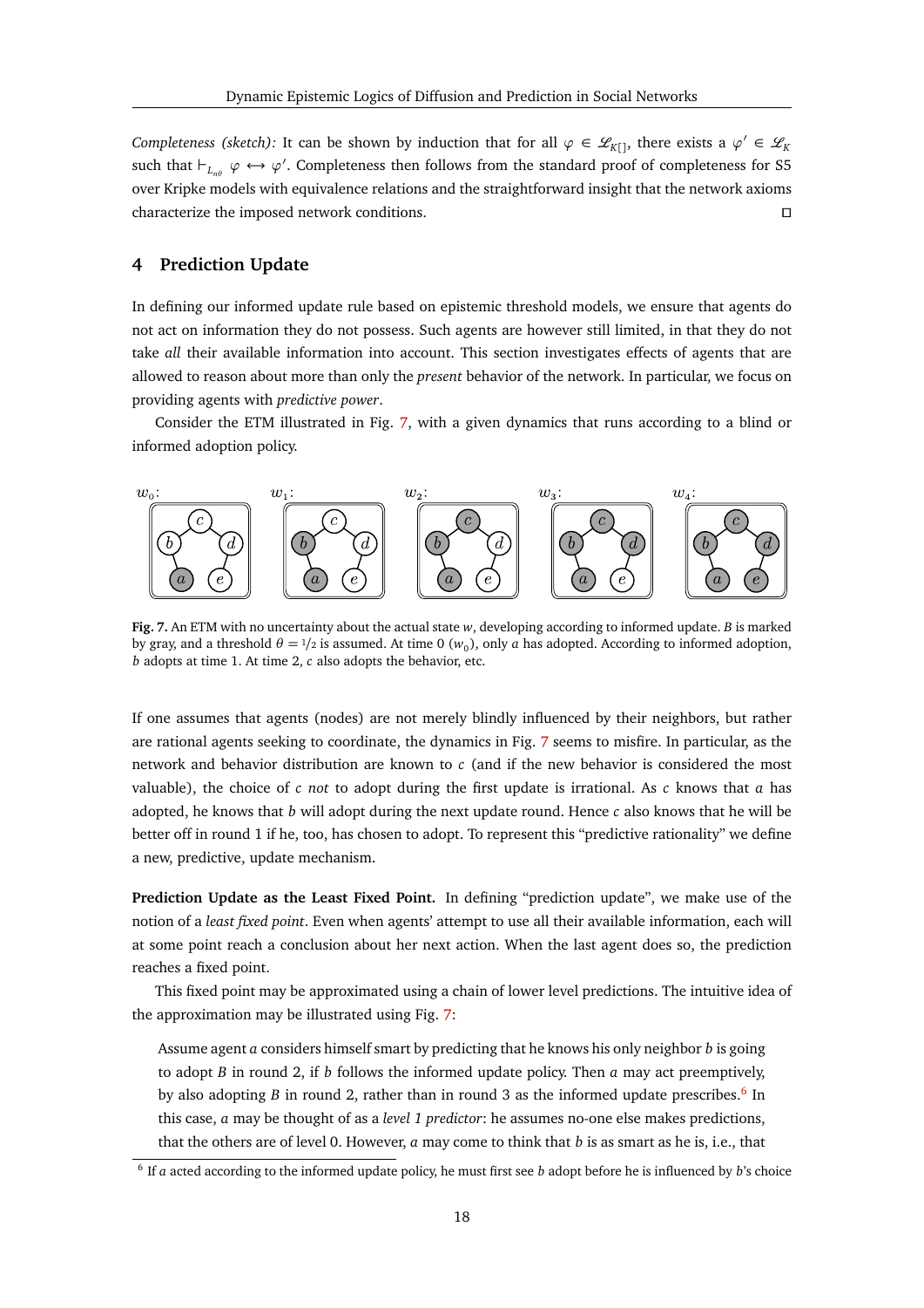*Completeness (sketch):* It can be shown by induction that for all $\varphi \in \mathscr{L}_{K[]}$, there exists a $\varphi' \in \mathscr{L}_K$ such that $\vdash_{L_{n\theta}} \varphi \leftrightarrow \varphi'$. Completeness then follows from the standard proof of completeness for S5 over Kripke models with equivalence relations and the straightforward insight that the network axioms characterize the imposed network conditions. □

## 4 Prediction Update

In defining our informed update rule based on epistemic threshold models, we ensure that agents do not act on information they do not possess. Such agents are however still limited, in that they do not take *all* their available information into account. This section investigates effects of agents that are allowed to reason about more than only the *present* behavior of the network. In particular, we focus on providing agents with *predictive power*.

Consider the ETM illustrated in Fig. 7, with a given dynamics that runs according to a blind or informed adoption policy.

**Fig. 7.** An ETM with no uncertainty about the actual state $w$, developing according to informed update. $B$ is marked by gray, and a threshold $\theta = 1/2$ is assumed. At time 0 ($w_0$), only $a$ has adopted. According to informed adoption, $b$ adopts at time 1. At time 2, $c$ also adopts the behavior, etc.

If one assumes that agents (nodes) are not merely blindly influenced by their neighbors, but rather are rational agents seeking to coordinate, the dynamics in Fig. 7 seems to misfire. In particular, as the network and behavior distribution are known to $c$ (and if the new behavior is considered the most valuable), the choice of $c$ *not* to adopt during the first update is irrational. As $c$ knows that $a$ has adopted, he knows that $b$ will adopt during the next update round. Hence $c$ also knows that he will be better off in round 1 if he, too, has chosen to adopt. To represent this "predictive rationality" we define a new, predictive, update mechanism.

**Prediction Update as the Least Fixed Point.** In defining "prediction update", we make use of the notion of a *least fixed point*. Even when agents' attempt to use all their available information, each will at some point reach a conclusion about her next action. When the last agent does so, the prediction reaches a fixed point.

This fixed point may be approximated using a chain of lower level predictions. The intuitive idea of the approximation may be illustrated using Fig. 7:

> Assume agent $a$ considers himself smart by predicting that he knows his only neighbor $b$ is going to adopt $B$ in round 2, if $b$ follows the informed update policy. Then $a$ may act preemptively, by also adopting $B$ in round 2, rather than in round 3 as the informed update prescribes.[6] In this case, $a$ may be thought of as a *level 1 predictor*: he assumes no-one else makes predictions, that the others are of level 0. However, $a$ may come to think that $b$ is as smart as he is, i.e., that

[6] If $a$ acted according to the informed update policy, he must first see $b$ adopt before he is influenced by $b$'s choice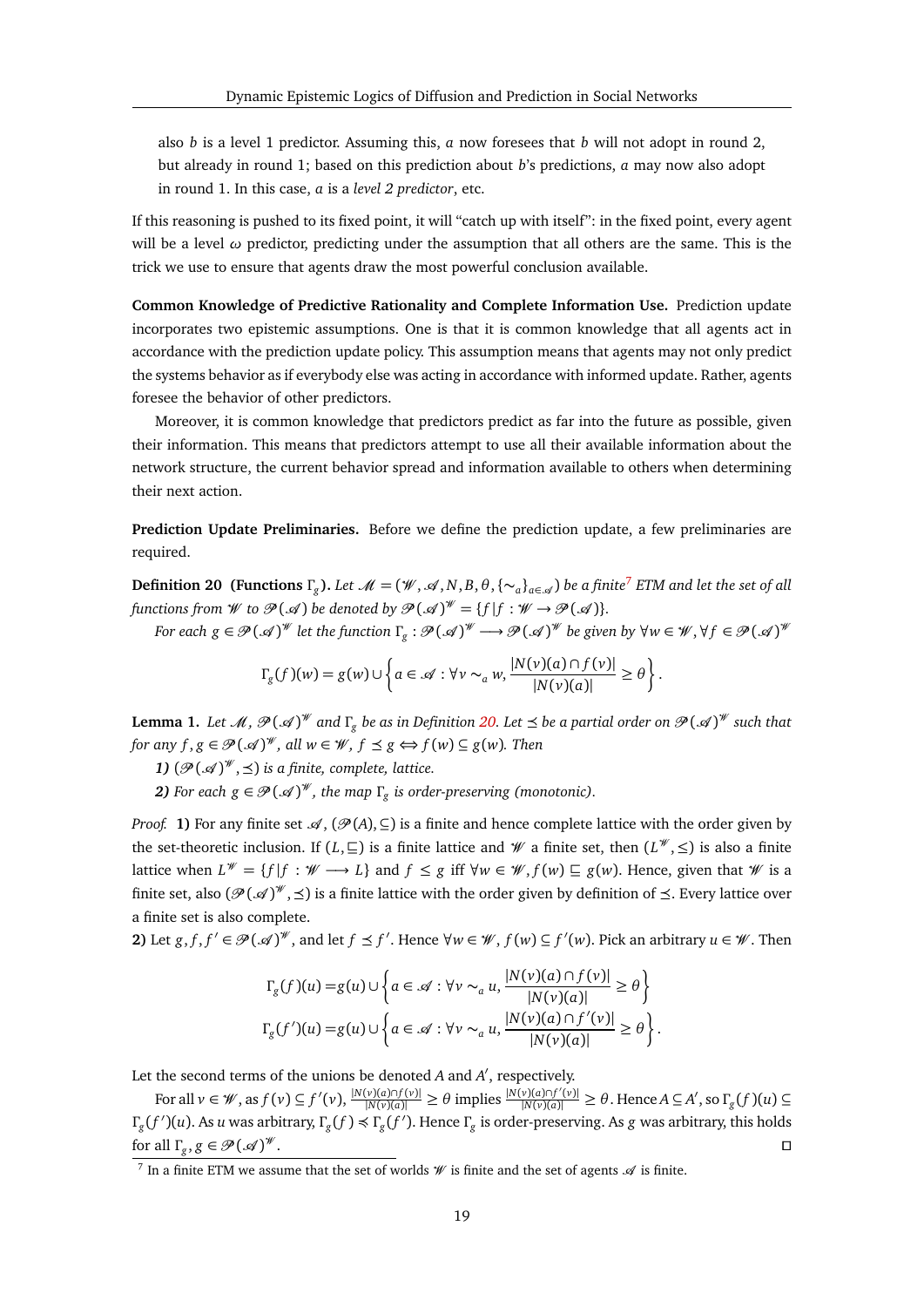also $b$ is a level 1 predictor. Assuming this, $a$ now foresees that $b$ will not adopt in round 2, but already in round 1; based on this prediction about $b$'s predictions, $a$ may now also adopt in round 1. In this case, $a$ is a *level 2 predictor*, etc.

If this reasoning is pushed to its fixed point, it will "catch up with itself": in the fixed point, every agent will be a level $\omega$ predictor, predicting under the assumption that all others are the same. This is the trick we use to ensure that agents draw the most powerful conclusion available.

**Common Knowledge of Predictive Rationality and Complete Information Use.** Prediction update incorporates two epistemic assumptions. One is that it is common knowledge that all agents act in accordance with the prediction update policy. This assumption means that agents may not only predict the systems behavior as if everybody else was acting in accordance with informed update. Rather, agents foresee the behavior of other predictors.

Moreover, it is common knowledge that predictors predict as far into the future as possible, given their information. This means that predictors attempt to use all their available information about the network structure, the current behavior spread and information available to others when determining their next action.

**Prediction Update Preliminaries.** Before we define the prediction update, a few preliminaries are required.

**Definition 20 (Functions $\Gamma_g$).** *Let $\mathscr{M} = (\mathscr{W}, \mathscr{A}, N, B, \theta, \{\sim_a\}_{a \in \mathscr{A}})$ be a finite*[7] *ETM and let the set of all functions from $\mathscr{W}$ to $\mathscr{P}(\mathscr{A})$ be denoted by $\mathscr{P}(\mathscr{A})^{\mathscr{W}} = \{f \,|\, f : \mathscr{W} \to \mathscr{P}(\mathscr{A})\}$.*

*For each $g \in \mathscr{P}(\mathscr{A})^{\mathscr{W}}$ let the function $\Gamma_g : \mathscr{P}(\mathscr{A})^{\mathscr{W}} \longrightarrow \mathscr{P}(\mathscr{A})^{\mathscr{W}}$ be given by $\forall w \in \mathscr{W}, \forall f \in \mathscr{P}(\mathscr{A})^{\mathscr{W}}$*

$$\Gamma_g(f)(w) = g(w) \cup \left\{ a \in \mathscr{A} : \forall v \sim_a w, \frac{|N(v)(a) \cap f(v)|}{|N(v)(a)|} \geq \theta \right\}.$$

**Lemma 1.** *Let $\mathscr{M}$, $\mathscr{P}(\mathscr{A})^{\mathscr{W}}$ and $\Gamma_g$ be as in Definition 20. Let $\preceq$ be a partial order on $\mathscr{P}(\mathscr{A})^{\mathscr{W}}$ such that for any $f, g \in \mathscr{P}(\mathscr{A})^{\mathscr{W}}$, all $w \in \mathscr{W}$, $f \preceq g \Leftrightarrow f(w) \subseteq g(w)$. Then*

*1) $(\mathscr{P}(\mathscr{A})^{\mathscr{W}}, \preceq)$ is a finite, complete, lattice.*

*2) For each $g \in \mathscr{P}(\mathscr{A})^{\mathscr{W}}$, the map $\Gamma_g$ is order-preserving (monotonic).*

*Proof.* **1)** For any finite set $\mathscr{A}$, $(\mathscr{P}(A), \subseteq)$ is a finite and hence complete lattice with the order given by the set-theoretic inclusion. If $(L, \sqsubseteq)$ is a finite lattice and $\mathscr{W}$ a finite set, then $(L^{\mathscr{W}}, \leq)$ is also a finite lattice when $L^{\mathscr{W}} = \{f \,|\, f : \mathscr{W} \longrightarrow L\}$ and $f \leq g$ iff $\forall w \in \mathscr{W}, f(w) \sqsubseteq g(w)$. Hence, given that $\mathscr{W}$ is a finite set, also $(\mathscr{P}(\mathscr{A})^{\mathscr{W}}, \preceq)$ is a finite lattice with the order given by definition of $\preceq$. Every lattice over a finite set is also complete.

**2)** Let $g, f, f' \in \mathscr{P}(\mathscr{A})^{\mathscr{W}}$, and let $f \preceq f'$. Hence $\forall w \in \mathscr{W}$, $f(w) \subseteq f'(w)$. Pick an arbitrary $u \in \mathscr{W}$. Then

$$\Gamma_g(f)(u) = g(u) \cup \left\{ a \in \mathscr{A} : \forall v \sim_a u, \frac{|N(v)(a) \cap f(v)|}{|N(v)(a)|} \geq \theta \right\}$$

$$\Gamma_g(f')(u) = g(u) \cup \left\{ a \in \mathscr{A} : \forall v \sim_a u, \frac{|N(v)(a) \cap f'(v)|}{|N(v)(a)|} \geq \theta \right\}.$$

Let the second terms of the unions be denoted $A$ and $A'$, respectively.

For all $v \in \mathscr{W}$, as $f(v) \subseteq f'(v)$, $\frac{|N(v)(a) \cap f(v)|}{|N(v)(a)|} \geq \theta$ implies $\frac{|N(v)(a) \cap f'(v)|}{|N(v)(a)|} \geq \theta$. Hence $A \subseteq A'$, so $\Gamma_g(f)(u) \subseteq \Gamma_g(f')(u)$. As $u$ was arbitrary, $\Gamma_g(f) \preccurlyeq \Gamma_g(f')$. Hence $\Gamma_g$ is order-preserving. As $g$ was arbitrary, this holds for all $\Gamma_g, g \in \mathscr{P}(\mathscr{A})^{\mathscr{W}}$. ◻

[7] In a finite ETM we assume that the set of worlds $\mathscr{W}$ is finite and the set of agents $\mathscr{A}$ is finite.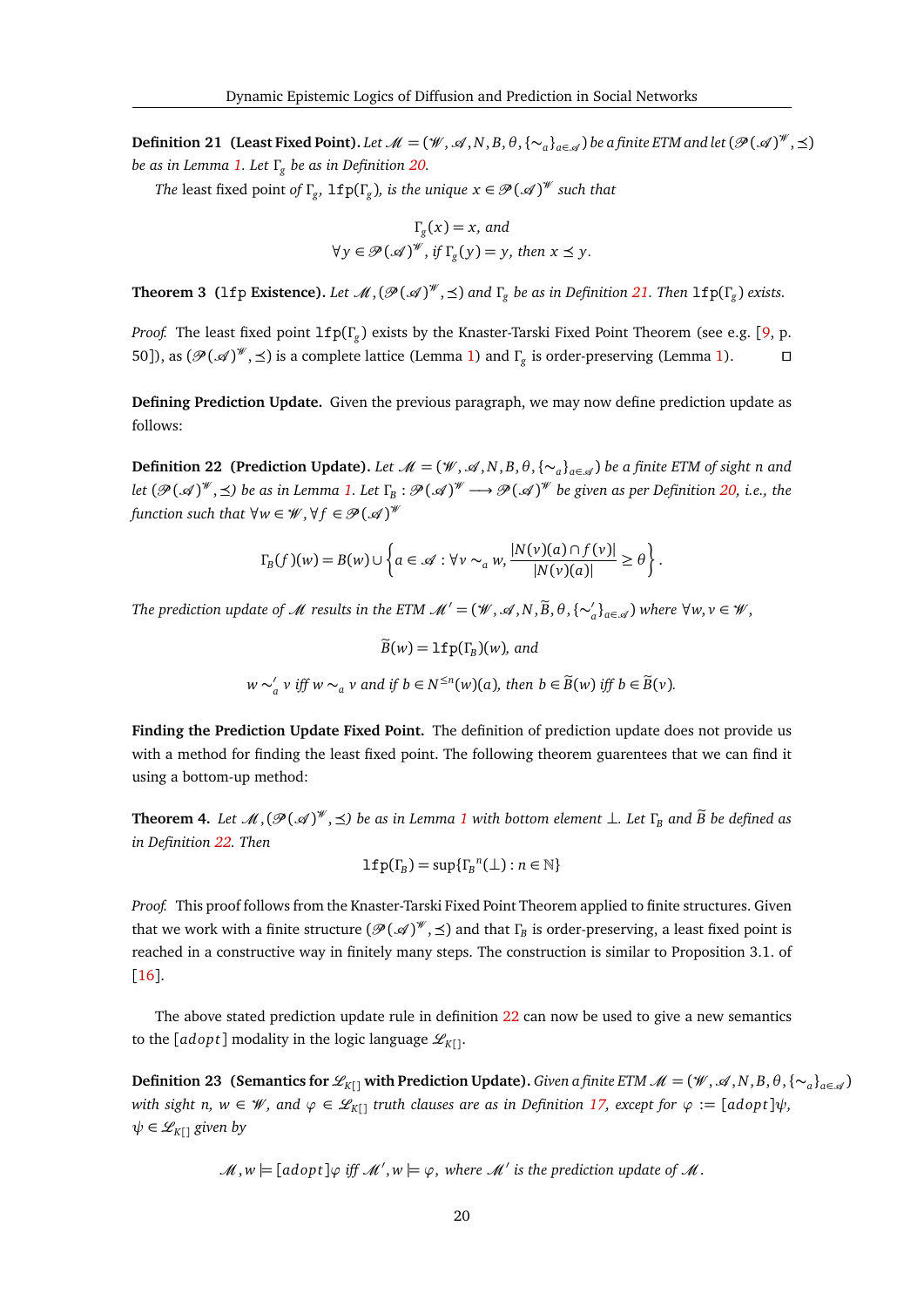**Definition 21 (Least Fixed Point).** *Let $\mathscr{M} = (\mathscr{W}, \mathscr{A}, N, B, \theta, \{\sim_a\}_{a\in\mathscr{A}})$ be a finite ETM and let $(\mathscr{P}(\mathscr{A})^{\mathscr{W}}, \preceq)$ be as in Lemma 1. Let $\Gamma_g$ be as in Definition 20.*

*The* least fixed point *of $\Gamma_g$, $\mathtt{lfp}(\Gamma_g)$, is the unique $x \in \mathscr{P}(\mathscr{A})^{\mathscr{W}}$ such that*

$$\Gamma_g(x) = x, \text{ and}$$
$$\forall y \in \mathscr{P}(\mathscr{A})^{\mathscr{W}}, \text{ if } \Gamma_g(y) = y, \text{ then } x \preceq y.$$

**Theorem 3 ($\mathtt{lfp}$ Existence).** *Let $\mathscr{M}, (\mathscr{P}(\mathscr{A})^{\mathscr{W}}, \preceq)$ and $\Gamma_g$ be as in Definition 21. Then $\mathtt{lfp}(\Gamma_g)$ exists.*

*Proof.* The least fixed point $\mathtt{lfp}(\Gamma_g)$ exists by the Knaster-Tarski Fixed Point Theorem (see e.g. [9, p. 50]), as $(\mathscr{P}(\mathscr{A})^{\mathscr{W}}, \preceq)$ is a complete lattice (Lemma 1) and $\Gamma_g$ is order-preserving (Lemma 1). □

**Defining Prediction Update.** Given the previous paragraph, we may now define prediction update as follows:

**Definition 22 (Prediction Update).** *Let $\mathscr{M} = (\mathscr{W}, \mathscr{A}, N, B, \theta, \{\sim_a\}_{a\in\mathscr{A}})$ be a finite ETM of sight $n$ and let $(\mathscr{P}(\mathscr{A})^{\mathscr{W}}, \preceq)$ be as in Lemma 1. Let $\Gamma_B : \mathscr{P}(\mathscr{A})^{\mathscr{W}} \longrightarrow \mathscr{P}(\mathscr{A})^{\mathscr{W}}$ be given as per Definition 20, i.e., the function such that $\forall w \in \mathscr{W}, \forall f \in \mathscr{P}(\mathscr{A})^{\mathscr{W}}$*

$$\Gamma_B(f)(w) = B(w) \cup \left\{ a \in \mathscr{A} : \forall v \sim_a w, \frac{|N(v)(a) \cap f(v)|}{|N(v)(a)|} \geq \theta \right\}.$$

*The prediction update of $\mathscr{M}$ results in the ETM $\mathscr{M}' = (\mathscr{W}, \mathscr{A}, N, \widetilde{B}, \theta, \{\sim'_a\}_{a\in\mathscr{A}})$ where $\forall w, v \in \mathscr{W}$,*

$$\widetilde{B}(w) = \mathtt{lfp}(\Gamma_B)(w), \text{ and}$$

$$w \sim'_a v \text{ iff } w \sim_a v \text{ and if } b \in N^{\leq n}(w)(a), \text{ then } b \in \widetilde{B}(w) \text{ iff } b \in \widetilde{B}(v).$$

**Finding the Prediction Update Fixed Point.** The definition of prediction update does not provide us with a method for finding the least fixed point. The following theorem guarentees that we can find it using a bottom-up method:

**Theorem 4.** *Let $\mathscr{M}, (\mathscr{P}(\mathscr{A})^{\mathscr{W}}, \preceq)$ be as in Lemma 1 with bottom element $\perp$. Let $\Gamma_B$ and $\widetilde{B}$ be defined as in Definition 22. Then*

$$\mathtt{lfp}(\Gamma_B) = \sup\{{\Gamma_B}^n(\perp) : n \in \mathbb{N}\}$$

*Proof.* This proof follows from the Knaster-Tarski Fixed Point Theorem applied to finite structures. Given that we work with a finite structure $(\mathscr{P}(\mathscr{A})^{\mathscr{W}}, \preceq)$ and that $\Gamma_B$ is order-preserving, a least fixed point is reached in a constructive way in finitely many steps. The construction is similar to Proposition 3.1. of [16].

The above stated prediction update rule in definition 22 can now be used to give a new semantics to the $[adopt]$ modality in the logic language $\mathscr{L}_{K[]}$.

**Definition 23 (Semantics for $\mathscr{L}_{K[]}$ with Prediction Update).** *Given a finite ETM $\mathscr{M} = (\mathscr{W}, \mathscr{A}, N, B, \theta, \{\sim_a\}_{a\in\mathscr{A}})$ with sight $n$, $w \in \mathscr{W}$, and $\varphi \in \mathscr{L}_{K[]}$ truth clauses are as in Definition 17, except for $\varphi := [adopt]\psi$, $\psi \in \mathscr{L}_{K[]}$ given by*

$$\mathscr{M}, w \models [adopt]\varphi \text{ iff } \mathscr{M}', w \models \varphi, \text{ where } \mathscr{M}' \text{ is the prediction update of } \mathscr{M}.$$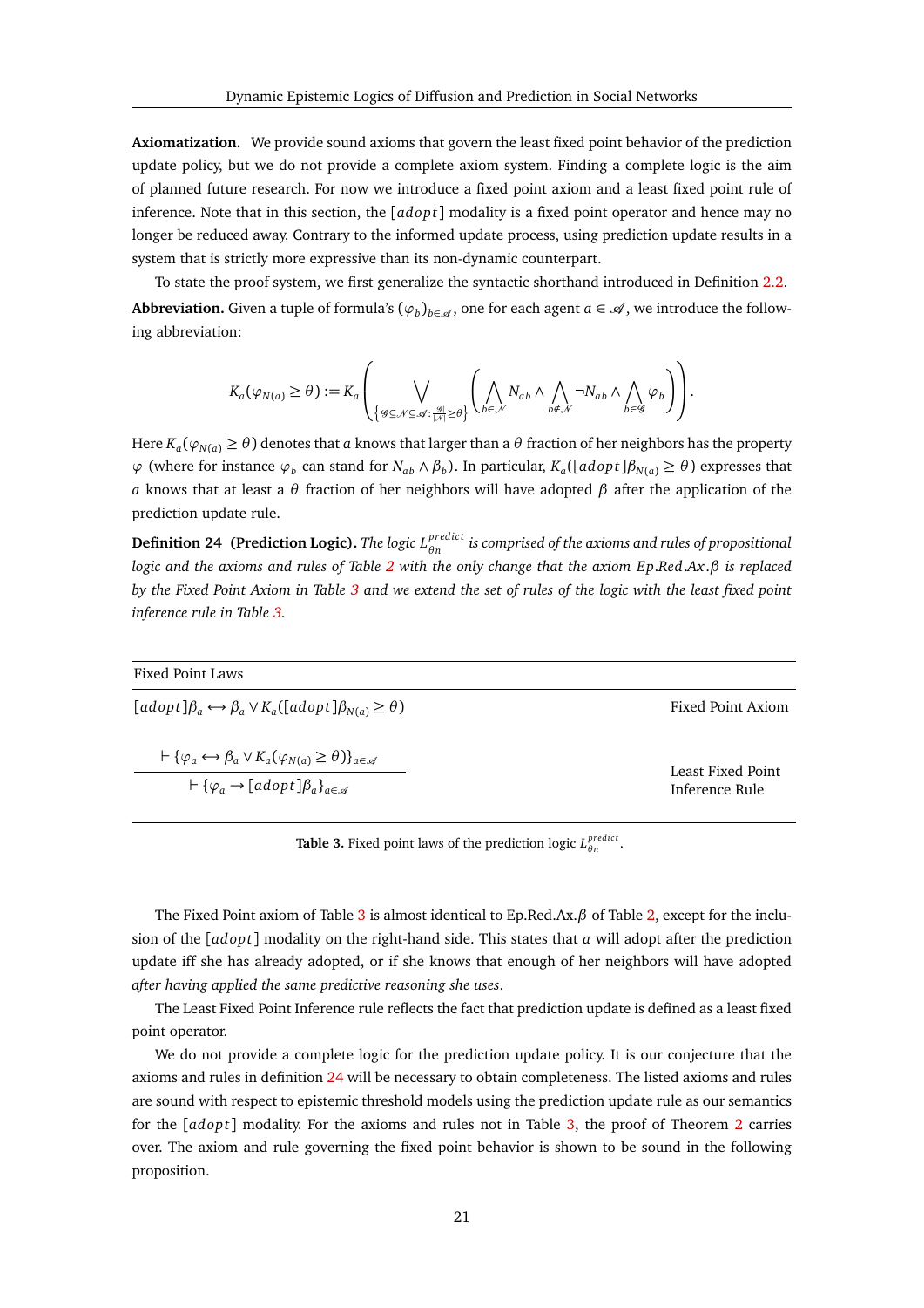**Axiomatization.** We provide sound axioms that govern the least fixed point behavior of the prediction update policy, but we do not provide a complete axiom system. Finding a complete logic is the aim of planned future research. For now we introduce a fixed point axiom and a least fixed point rule of inference. Note that in this section, the $[adopt]$ modality is a fixed point operator and hence may no longer be reduced away. Contrary to the informed update process, using prediction update results in a system that is strictly more expressive than its non-dynamic counterpart.

To state the proof system, we first generalize the syntactic shorthand introduced in Definition 2.2.

**Abbreviation.** Given a tuple of formula's $(\varphi_b)_{b\in\mathscr{A}}$, one for each agent $a \in \mathscr{A}$, we introduce the following abbreviation:

$$K_a(\varphi_{N(a)} \geq \theta) := K_a\left( \bigvee_{\left\{\mathscr{G}\subseteq\mathscr{N}\subseteq\mathscr{A}:\frac{|\mathscr{G}|}{|\mathscr{N}|}\geq\theta\right\}} \left( \bigwedge_{b\in\mathscr{N}} N_{ab} \wedge \bigwedge_{b\notin\mathscr{N}} \neg N_{ab} \wedge \bigwedge_{b\in\mathscr{G}} \varphi_b \right)\right).$$

Here $K_a(\varphi_{N(a)} \geq \theta)$ denotes that $a$ knows that larger than a $\theta$ fraction of her neighbors has the property $\varphi$ (where for instance $\varphi_b$ can stand for $N_{ab} \wedge \beta_b$). In particular, $K_a([adopt]\beta_{N(a)} \geq \theta)$ expresses that $a$ knows that at least a $\theta$ fraction of her neighbors will have adopted $\beta$ after the application of the prediction update rule.

**Definition 24 (Prediction Logic).** *The logic $L^{predict}_{\theta n}$ is comprised of the axioms and rules of propositional logic and the axioms and rules of Table 2 with the only change that the axiom $Ep.Red.Ax.\beta$ is replaced by the Fixed Point Axiom in Table 3 and we extend the set of rules of the logic with the least fixed point inference rule in Table 3.*

| Fixed Point Laws | |
|---|---|
| $[adopt]\beta_a \leftrightarrow \beta_a \vee K_a([adopt]\beta_{N(a)} \geq \theta)$ | Fixed Point Axiom |
| $\dfrac{\vdash \{\varphi_a \leftrightarrow \beta_a \vee K_a(\varphi_{N(a)} \geq \theta)\}_{a\in\mathscr{A}}}{\vdash \{\varphi_a \rightarrow [adopt]\beta_a\}_{a\in\mathscr{A}}}$ | Least Fixed Point Inference Rule |

**Table 3.** Fixed point laws of the prediction logic $L^{predict}_{\theta n}$.

The Fixed Point axiom of Table 3 is almost identical to Ep.Red.Ax.$\beta$ of Table 2, except for the inclusion of the $[adopt]$ modality on the right-hand side. This states that $a$ will adopt after the prediction update iff she has already adopted, or if she knows that enough of her neighbors will have adopted *after having applied the same predictive reasoning she uses*.

The Least Fixed Point Inference rule reflects the fact that prediction update is defined as a least fixed point operator.

We do not provide a complete logic for the prediction update policy. It is our conjecture that the axioms and rules in definition 24 will be necessary to obtain completeness. The listed axioms and rules are sound with respect to epistemic threshold models using the prediction update rule as our semantics for the $[adopt]$ modality. For the axioms and rules not in Table 3, the proof of Theorem 2 carries over. The axiom and rule governing the fixed point behavior is shown to be sound in the following proposition.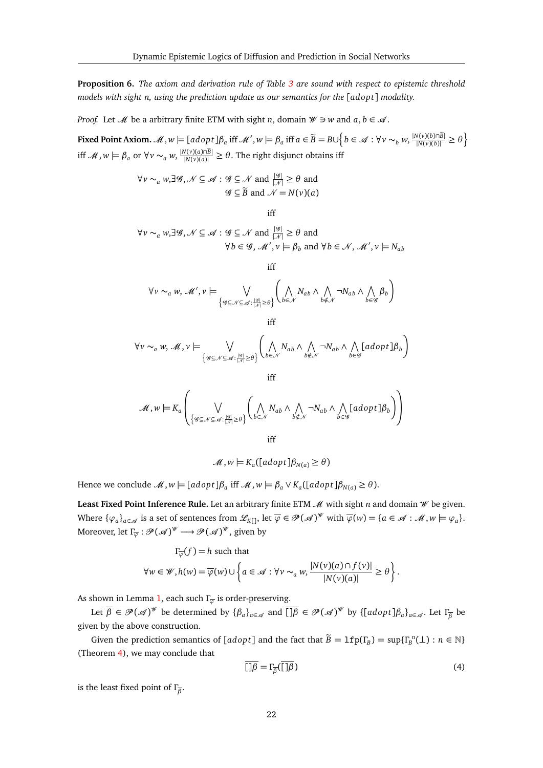**Proposition 6.** *The axiom and derivation rule of Table 3 are sound with respect to epistemic threshold models with sight n, using the prediction update as our semantics for the $[adopt]$ modality.*

*Proof.* Let $\mathscr{M}$ be a arbitrary finite ETM with sight $n$, domain $\mathscr{W} \ni w$ and $a, b \in \mathscr{A}$.

**Fixed Point Axiom.** $\mathscr{M}, w \models [adopt]\beta_a$ iff $\mathscr{M}', w \models \beta_a$ iff $a \in \widetilde{B} = B \cup \left\{ b \in \mathscr{A} : \forall v \sim_b w, \frac{|N(v)(b) \cap \widetilde{B}|}{|N(v)(b)|} \geq \theta \right\}$ iff $\mathscr{M}, w \models \beta_a$ or $\forall v \sim_a w, \frac{|N(v)(a) \cap \widetilde{B}|}{|N(v)(a)|} \geq \theta$. The right disjunct obtains iff

$$\forall v \sim_a w, \exists \mathscr{G}, \mathscr{N} \subseteq \mathscr{A} : \mathscr{G} \subseteq \mathscr{N} \text{ and } \tfrac{|\mathscr{G}|}{|\mathscr{N}|} \geq \theta \text{ and } \mathscr{G} \subseteq \widetilde{B} \text{ and } \mathscr{N} = N(v)(a)$$

iff

$$\forall v \sim_a w, \exists \mathscr{G}, \mathscr{N} \subseteq \mathscr{A} : \mathscr{G} \subseteq \mathscr{N} \text{ and } \tfrac{|\mathscr{G}|}{|\mathscr{N}|} \geq \theta \text{ and } \forall b \in \mathscr{G}, \mathscr{M}', v \models \beta_b \text{ and } \forall b \in \mathscr{N}, \mathscr{M}', v \models N_{ab}$$

iff

$$\forall v \sim_a w, \mathscr{M}', v \models \bigvee_{\left\{ \mathscr{G} \subseteq \mathscr{N} \subseteq \mathscr{A} : \frac{|\mathscr{G}|}{|\mathscr{N}|} \geq \theta \right\}} \left( \bigwedge_{b \in \mathscr{N}} N_{ab} \wedge \bigwedge_{b \notin \mathscr{N}} \neg N_{ab} \wedge \bigwedge_{b \in \mathscr{G}} \beta_b \right)$$

iff

$$\forall v \sim_a w, \mathscr{M}, v \models \bigvee_{\left\{ \mathscr{G} \subseteq \mathscr{N} \subseteq \mathscr{A} : \frac{|\mathscr{G}|}{|\mathscr{N}|} \geq \theta \right\}} \left( \bigwedge_{b \in \mathscr{N}} N_{ab} \wedge \bigwedge_{b \notin \mathscr{N}} \neg N_{ab} \wedge \bigwedge_{b \in \mathscr{G}} [adopt]\beta_b \right)$$

iff

$$\mathscr{M}, w \models K_a \left( \bigvee_{\left\{ \mathscr{G} \subseteq \mathscr{N} \subseteq \mathscr{A} : \frac{|\mathscr{G}|}{|\mathscr{N}|} \geq \theta \right\}} \left( \bigwedge_{b \in \mathscr{N}} N_{ab} \wedge \bigwedge_{b \notin \mathscr{N}} \neg N_{ab} \wedge \bigwedge_{b \in \mathscr{G}} [adopt]\beta_b \right) \right)$$

iff

$$\mathscr{M}, w \models K_a([adopt]\beta_{N(a)} \geq \theta)$$

Hence we conclude $\mathscr{M}, w \models [adopt]\beta_a$ iff $\mathscr{M}, w \models \beta_a \vee K_a([adopt]\beta_{N(a)} \geq \theta)$.

**Least Fixed Point Inference Rule.** Let an arbitrary finite ETM $\mathscr{M}$ with sight $n$ and domain $\mathscr{W}$ be given. Where $\{\varphi_a\}_{a \in \mathscr{A}}$ is a set of sentences from $\mathscr{L}_{K[]}$, let $\overline{\varphi} \in \mathscr{P}(\mathscr{A})^{\mathscr{W}}$ with $\overline{\varphi}(w) = \{a \in \mathscr{A} : \mathscr{M}, w \models \varphi_a\}$. Moreover, let $\Gamma_{\overline{\varphi}} : \mathscr{P}(\mathscr{A})^{\mathscr{W}} \longrightarrow \mathscr{P}(\mathscr{A})^{\mathscr{W}}$, given by

$$\Gamma_{\overline{\varphi}}(f) = h \text{ such that}$$
$$\forall w \in \mathscr{W}, h(w) = \overline{\varphi}(w) \cup \left\{ a \in \mathscr{A} : \forall v \sim_a w, \frac{|N(v)(a) \cap f(v)|}{|N(v)(a)|} \geq \theta \right\}.$$

As shown in Lemma 1, each such $\Gamma_{\overline{\varphi}}$ is order-preserving.

Let $\overline{\beta} \in \mathscr{P}(\mathscr{A})^{\mathscr{W}}$ be determined by $\{\beta_a\}_{a \in \mathscr{A}}$ and $\overline{[]\beta} \in \mathscr{P}(\mathscr{A})^{\mathscr{W}}$ by $\{[adopt]\beta_a\}_{a \in \mathscr{A}}$. Let $\Gamma_{\overline{\beta}}$ be given by the above construction.

Given the prediction semantics of $[adopt]$ and the fact that $\widetilde{B} = \mathtt{lfp}(\Gamma_B) = \sup\{\Gamma_B{}^n(\bot) : n \in \mathbb{N}\}$ (Theorem 4), we may conclude that

$$\overline{[]\beta} = \Gamma_{\overline{\beta}}(\overline{[]\beta}) \tag{4}$$

is the least fixed point of $\Gamma_{\overline{\beta}}$.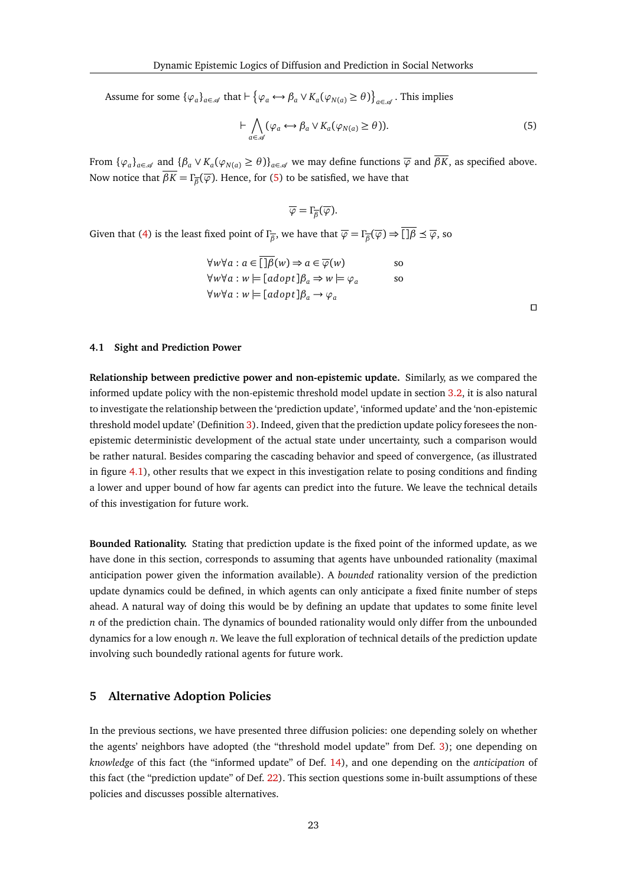Assume for some $\{\varphi_a\}_{a\in\mathcal{A}}$ that $\vdash \{\varphi_a \leftrightarrow \beta_a \vee K_a(\varphi_{N(a)} \geq \theta)\}_{a\in\mathcal{A}}$. This implies

$$\vdash \bigwedge_{a\in\mathcal{A}} (\varphi_a \leftrightarrow \beta_a \vee K_a(\varphi_{N(a)} \geq \theta)). \tag{5}$$

From $\{\varphi_a\}_{a\in\mathcal{A}}$ and $\{\beta_a \vee K_a(\varphi_{N(a)} \geq \theta)\}_{a\in\mathcal{A}}$ we may define functions $\overline{\varphi}$ and $\overline{\beta K}$, as specified above. Now notice that $\overline{\beta K} = \Gamma_{\overline{\beta}}(\overline{\varphi})$. Hence, for (5) to be satisfied, we have that

$$\overline{\varphi} = \Gamma_{\overline{\beta}}(\overline{\varphi}).$$

Given that (4) is the least fixed point of $\Gamma_{\overline{\beta}}$, we have that $\overline{\varphi} = \Gamma_{\overline{\beta}}(\overline{\varphi}) \Rightarrow \overline{[\,]\beta} \preceq \overline{\varphi}$, so

$$\begin{array}{ll} \forall w \forall a : a \in \overline{[\,]\beta}(w) \Rightarrow a \in \overline{\varphi}(w) & \text{so} \\ \forall w \forall a : w \models [adopt]\beta_a \Rightarrow w \models \varphi_a & \text{so} \\ \forall w \forall a : w \models [adopt]\beta_a \rightarrow \varphi_a & \end{array}$$

□

### 4.1 Sight and Prediction Power

**Relationship between predictive power and non-epistemic update.** Similarly, as we compared the informed update policy with the non-epistemic threshold model update in section 3.2, it is also natural to investigate the relationship between the 'prediction update', 'informed update' and the 'non-epistemic threshold model update' (Definition 3). Indeed, given that the prediction update policy foresees the non-epistemic deterministic development of the actual state under uncertainty, such a comparison would be rather natural. Besides comparing the cascading behavior and speed of convergence, (as illustrated in figure 4.1), other results that we expect in this investigation relate to posing conditions and finding a lower and upper bound of how far agents can predict into the future. We leave the technical details of this investigation for future work.

**Bounded Rationality.** Stating that prediction update is the fixed point of the informed update, as we have done in this section, corresponds to assuming that agents have unbounded rationality (maximal anticipation power given the information available). A *bounded* rationality version of the prediction update dynamics could be defined, in which agents can only anticipate a fixed finite number of steps ahead. A natural way of doing this would be by defining an update that updates to some finite level $n$ of the prediction chain. The dynamics of bounded rationality would only differ from the unbounded dynamics for a low enough $n$. We leave the full exploration of technical details of the prediction update involving such boundedly rational agents for future work.

## 5 Alternative Adoption Policies

In the previous sections, we have presented three diffusion policies: one depending solely on whether the agents' neighbors have adopted (the "threshold model update" from Def. 3); one depending on *knowledge* of this fact (the "informed update" of Def. 14), and one depending on the *anticipation* of this fact (the "prediction update" of Def. 22). This section questions some in-built assumptions of these policies and discusses possible alternatives.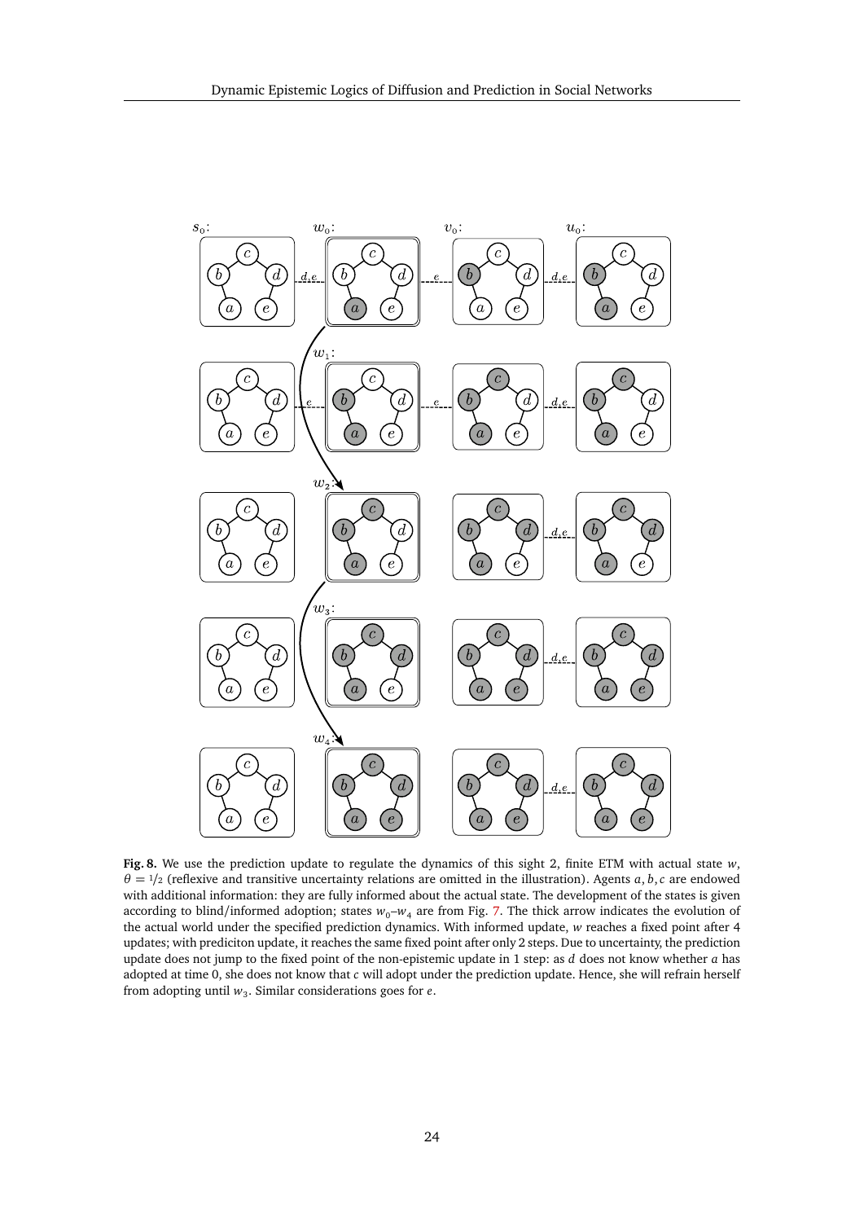**Fig. 8.** We use the prediction update to regulate the dynamics of this sight 2, finite ETM with actual state $w$, $\theta = 1/2$ (reflexive and transitive uncertainty relations are omitted in the illustration). Agents $a, b, c$ are endowed with additional information: they are fully informed about the actual state. The development of the states is given according to blind/informed adoption; states $w_0$–$w_4$ are from Fig. 7. The thick arrow indicates the evolution of the actual world under the specified prediction dynamics. With informed update, $w$ reaches a fixed point after 4 updates; with prediciton update, it reaches the same fixed point after only 2 steps. Due to uncertainty, the prediction update does not jump to the fixed point of the non-epistemic update in 1 step: as $d$ does not know whether $a$ has adopted at time 0, she does not know that $c$ will adopt under the prediction update. Hence, she will refrain herself from adopting until $w_3$. Similar considerations goes for $e$.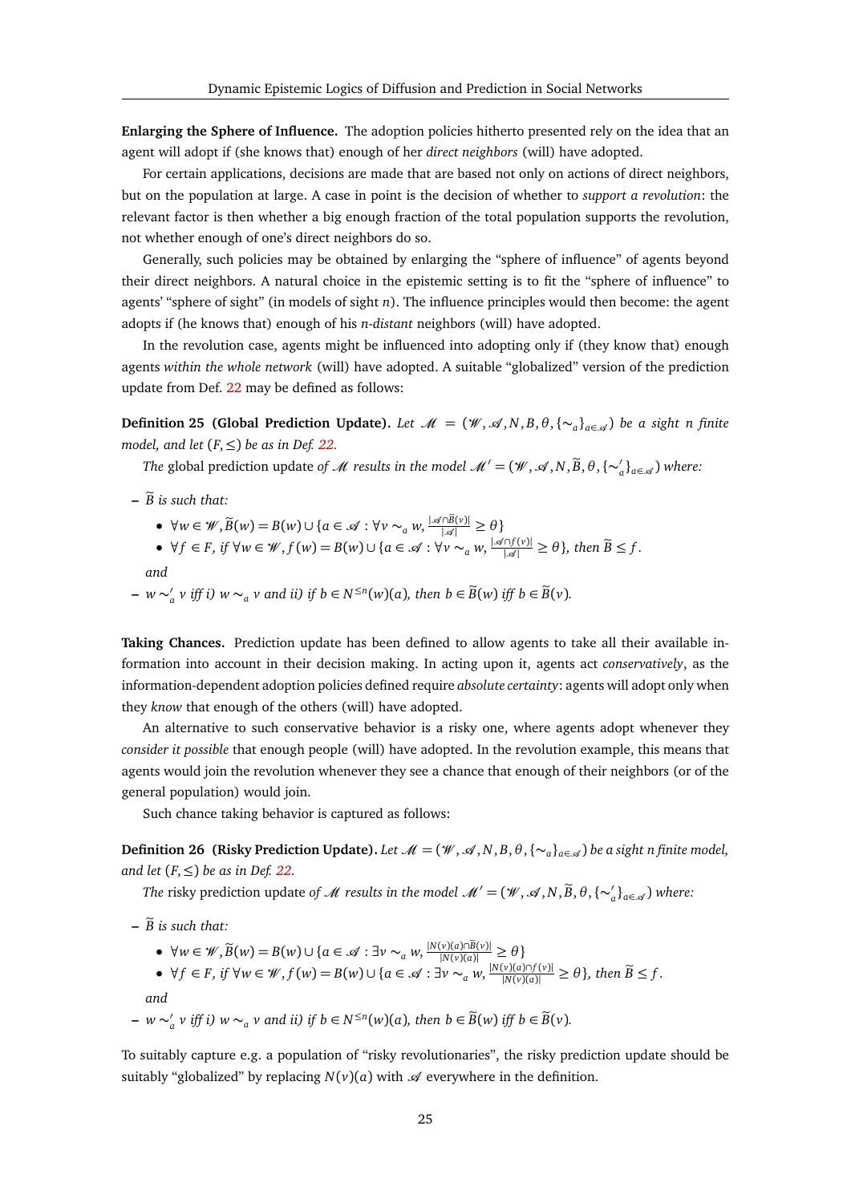**Enlarging the Sphere of Influence.** The adoption policies hitherto presented rely on the idea that an agent will adopt if (she knows that) enough of her *direct neighbors* (will) have adopted.

For certain applications, decisions are made that are based not only on actions of direct neighbors, but on the population at large. A case in point is the decision of whether to *support a revolution*: the relevant factor is then whether a big enough fraction of the total population supports the revolution, not whether enough of one's direct neighbors do so.

Generally, such policies may be obtained by enlarging the "sphere of influence" of agents beyond their direct neighbors. A natural choice in the epistemic setting is to fit the "sphere of influence" to agents' "sphere of sight" (in models of sight $n$). The influence principles would then become: the agent adopts if (he knows that) enough of his *n-distant* neighbors (will) have adopted.

In the revolution case, agents might be influenced into adopting only if (they know that) enough agents *within the whole network* (will) have adopted. A suitable "globalized" version of the prediction update from Def. 22 may be defined as follows:

**Definition 25 (Global Prediction Update).** *Let $\mathcal{M} = (\mathcal{W}, \mathcal{A}, N, B, \theta, \{\sim_a\}_{a\in\mathcal{A}})$ be a sight $n$ finite model, and let $(F, \leq)$ be as in Def. 22.*

*The* global prediction update *of $\mathcal{M}$ results in the model $\mathcal{M}' = (\mathcal{W}, \mathcal{A}, N, \widetilde{B}, \theta, \{\sim'_a\}_{a\in\mathcal{A}})$ where:*

- *$\widetilde{B}$ is such that:*
  - $\forall w \in \mathcal{W}, \widetilde{B}(w) = B(w) \cup \{a \in \mathcal{A} : \forall v \sim_a w, \frac{|\mathcal{A}\cap\widetilde{B}(v)|}{|\mathcal{A}|} \geq \theta\}$
  - $\forall f \in F$, *if* $\forall w \in \mathcal{W}, f(w) = B(w) \cup \{a \in \mathcal{A} : \forall v \sim_a w, \frac{|\mathcal{A}\cap f(v)|}{|\mathcal{A}|} \geq \theta\}$, *then* $\widetilde{B} \leq f$.

  *and*
- *$w \sim'_a v$ iff i) $w \sim_a v$ and ii) if $b \in N^{\leq n}(w)(a)$, then $b \in \widetilde{B}(w)$ iff $b \in \widetilde{B}(v)$.*

**Taking Chances.** Prediction update has been defined to allow agents to take all their available information into account in their decision making. In acting upon it, agents act *conservatively*, as the information-dependent adoption policies defined require *absolute certainty*: agents will adopt only when they *know* that enough of the others (will) have adopted.

An alternative to such conservative behavior is a risky one, where agents adopt whenever they *consider it possible* that enough people (will) have adopted. In the revolution example, this means that agents would join the revolution whenever they see a chance that enough of their neighbors (or of the general population) would join.

Such chance taking behavior is captured as follows:

**Definition 26 (Risky Prediction Update).** *Let $\mathcal{M} = (\mathcal{W}, \mathcal{A}, N, B, \theta, \{\sim_a\}_{a\in\mathcal{A}})$ be a sight $n$ finite model, and let $(F, \leq)$ be as in Def. 22.*

*The* risky prediction update *of $\mathcal{M}$ results in the model $\mathcal{M}' = (\mathcal{W}, \mathcal{A}, N, \widetilde{B}, \theta, \{\sim'_a\}_{a\in\mathcal{A}})$ where:*

- *$\widetilde{B}$ is such that:*
  - $\forall w \in \mathcal{W}, \widetilde{B}(w) = B(w) \cup \{a \in \mathcal{A} : \exists v \sim_a w, \frac{|N(v)(a)\cap\widetilde{B}(v)|}{|N(v)(a)|} \geq \theta\}$
  - $\forall f \in F$, *if* $\forall w \in \mathcal{W}, f(w) = B(w) \cup \{a \in \mathcal{A} : \exists v \sim_a w, \frac{|N(v)(a)\cap f(v)|}{|N(v)(a)|} \geq \theta\}$, *then* $\widetilde{B} \leq f$.

  *and*
- *$w \sim'_a v$ iff i) $w \sim_a v$ and ii) if $b \in N^{\leq n}(w)(a)$, then $b \in \widetilde{B}(w)$ iff $b \in \widetilde{B}(v)$.*

To suitably capture e.g. a population of "risky revolutionaries", the risky prediction update should be suitably "globalized" by replacing $N(v)(a)$ with $\mathcal{A}$ everywhere in the definition.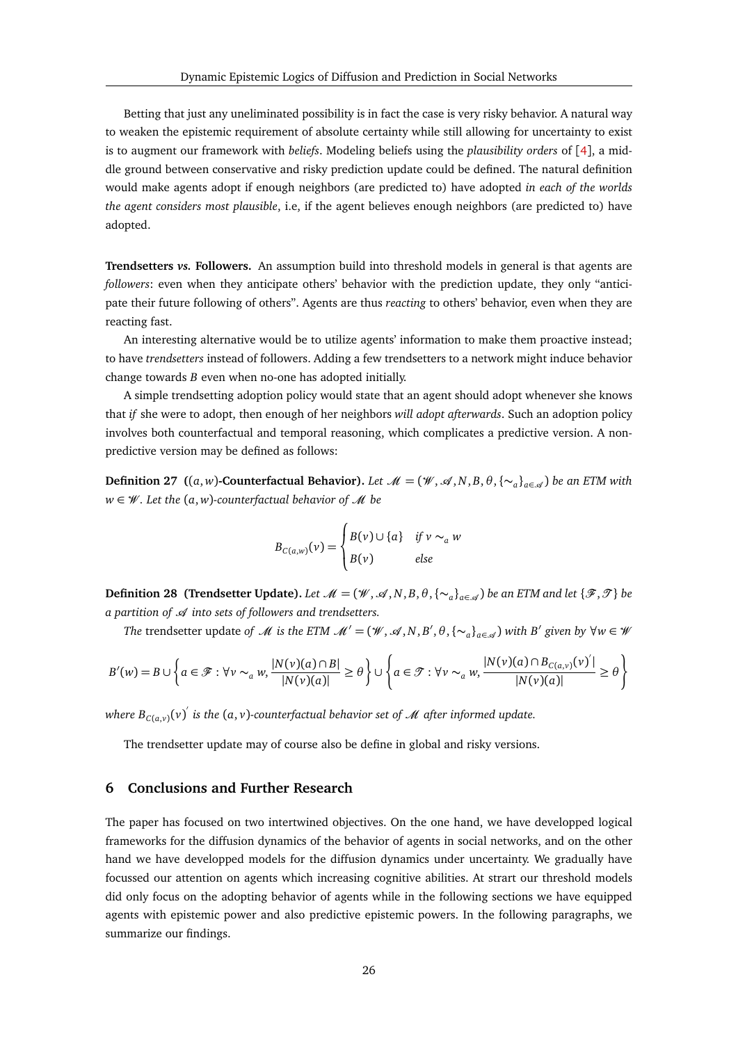Betting that just any uneliminated possibility is in fact the case is very risky behavior. A natural way to weaken the epistemic requirement of absolute certainty while still allowing for uncertainty to exist is to augment our framework with *beliefs*. Modeling beliefs using the *plausibility orders* of [4], a middle ground between conservative and risky prediction update could be defined. The natural definition would make agents adopt if enough neighbors (are predicted to) have adopted *in each of the worlds the agent considers most plausible*, i.e, if the agent believes enough neighbors (are predicted to) have adopted.

**Trendsetters *vs.* Followers.** An assumption build into threshold models in general is that agents are *followers*: even when they anticipate others' behavior with the prediction update, they only "anticipate their future following of others". Agents are thus *reacting* to others' behavior, even when they are reacting fast.

An interesting alternative would be to utilize agents' information to make them proactive instead; to have *trendsetters* instead of followers. Adding a few trendsetters to a network might induce behavior change towards $B$ even when no-one has adopted initially.

A simple trendsetting adoption policy would state that an agent should adopt whenever she knows that *if* she were to adopt, then enough of her neighbors *will adopt afterwards*. Such an adoption policy involves both counterfactual and temporal reasoning, which complicates a predictive version. A non-predictive version may be defined as follows:

**Definition 27 (($a,w$)-Counterfactual Behavior).** *Let $\mathscr{M} = (\mathscr{W}, \mathscr{A}, N, B, \theta, \{\sim_a\}_{a\in\mathscr{A}})$ be an ETM with $w \in \mathscr{W}$. Let the $(a,w)$-counterfactual behavior of $\mathscr{M}$ be*

$$B_{C(a,w)}(v) = \begin{cases} B(v) \cup \{a\} & \text{if } v \sim_a w \\ B(v) & \text{else} \end{cases}$$

**Definition 28 (Trendsetter Update).** *Let $\mathscr{M} = (\mathscr{W}, \mathscr{A}, N, B, \theta, \{\sim_a\}_{a\in\mathscr{A}})$ be an ETM and let $\{\mathscr{F}, \mathscr{T}\}$ be a partition of $\mathscr{A}$ into sets of followers and trendsetters.*

*The* trendsetter update *of $\mathscr{M}$ is the ETM $\mathscr{M}' = (\mathscr{W}, \mathscr{A}, N, B', \theta, \{\sim_a\}_{a\in\mathscr{A}})$ with $B'$ given by $\forall w \in \mathscr{W}$*

$$B'(w) = B \cup \left\{ a \in \mathscr{F} : \forall v \sim_a w, \frac{|N(v)(a) \cap B|}{|N(v)(a)|} \geq \theta \right\} \cup \left\{ a \in \mathscr{T} : \forall v \sim_a w, \frac{|N(v)(a) \cap B_{C(a,v)}(v)'|}{|N(v)(a)|} \geq \theta \right\}$$

*where $B_{C(a,v)}(v)'$ is the $(a,v)$-counterfactual behavior set of $\mathscr{M}$ after informed update.*

The trendsetter update may of course also be define in global and risky versions.

## 6 Conclusions and Further Research

The paper has focused on two intertwined objectives. On the one hand, we have developped logical frameworks for the diffusion dynamics of the behavior of agents in social networks, and on the other hand we have developped models for the diffusion dynamics under uncertainty. We gradually have focussed our attention on agents which increasing cognitive abilities. At strart our threshold models did only focus on the adopting behavior of agents while in the following sections we have equipped agents with epistemic power and also predictive epistemic powers. In the following paragraphs, we summarize our findings.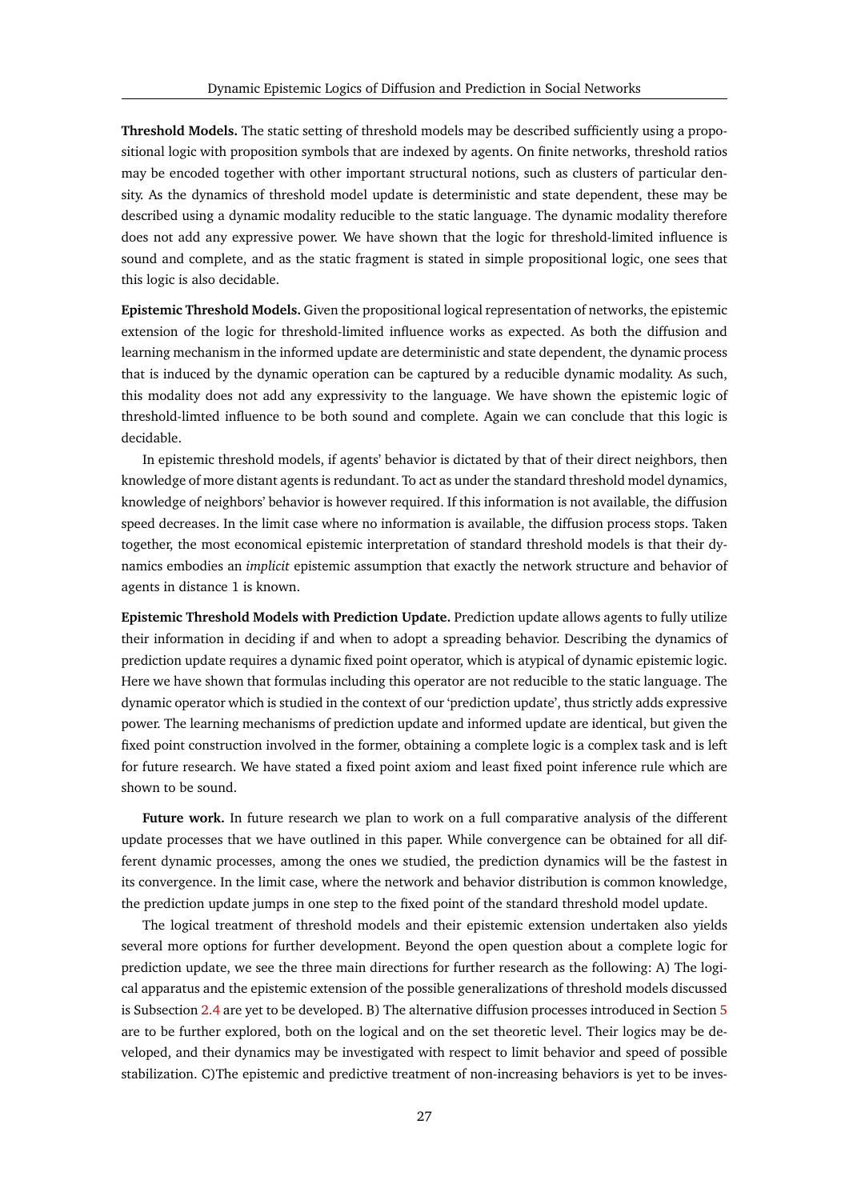**Threshold Models.** The static setting of threshold models may be described sufficiently using a propositional logic with proposition symbols that are indexed by agents. On finite networks, threshold ratios may be encoded together with other important structural notions, such as clusters of particular density. As the dynamics of threshold model update is deterministic and state dependent, these may be described using a dynamic modality reducible to the static language. The dynamic modality therefore does not add any expressive power. We have shown that the logic for threshold-limited influence is sound and complete, and as the static fragment is stated in simple propositional logic, one sees that this logic is also decidable.

**Epistemic Threshold Models.** Given the propositional logical representation of networks, the epistemic extension of the logic for threshold-limited influence works as expected. As both the diffusion and learning mechanism in the informed update are deterministic and state dependent, the dynamic process that is induced by the dynamic operation can be captured by a reducible dynamic modality. As such, this modality does not add any expressivity to the language. We have shown the epistemic logic of threshold-limted influence to be both sound and complete. Again we can conclude that this logic is decidable.

In epistemic threshold models, if agents' behavior is dictated by that of their direct neighbors, then knowledge of more distant agents is redundant. To act as under the standard threshold model dynamics, knowledge of neighbors' behavior is however required. If this information is not available, the diffusion speed decreases. In the limit case where no information is available, the diffusion process stops. Taken together, the most economical epistemic interpretation of standard threshold models is that their dynamics embodies an *implicit* epistemic assumption that exactly the network structure and behavior of agents in distance 1 is known.

**Epistemic Threshold Models with Prediction Update.** Prediction update allows agents to fully utilize their information in deciding if and when to adopt a spreading behavior. Describing the dynamics of prediction update requires a dynamic fixed point operator, which is atypical of dynamic epistemic logic. Here we have shown that formulas including this operator are not reducible to the static language. The dynamic operator which is studied in the context of our 'prediction update', thus strictly adds expressive power. The learning mechanisms of prediction update and informed update are identical, but given the fixed point construction involved in the former, obtaining a complete logic is a complex task and is left for future research. We have stated a fixed point axiom and least fixed point inference rule which are shown to be sound.

**Future work.** In future research we plan to work on a full comparative analysis of the different update processes that we have outlined in this paper. While convergence can be obtained for all different dynamic processes, among the ones we studied, the prediction dynamics will be the fastest in its convergence. In the limit case, where the network and behavior distribution is common knowledge, the prediction update jumps in one step to the fixed point of the standard threshold model update.

The logical treatment of threshold models and their epistemic extension undertaken also yields several more options for further development. Beyond the open question about a complete logic for prediction update, we see the three main directions for further research as the following: A) The logical apparatus and the epistemic extension of the possible generalizations of threshold models discussed is Subsection 2.4 are yet to be developed. B) The alternative diffusion processes introduced in Section 5 are to be further explored, both on the logical and on the set theoretic level. Their logics may be developed, and their dynamics may be investigated with respect to limit behavior and speed of possible stabilization. C)The epistemic and predictive treatment of non-increasing behaviors is yet to be inves-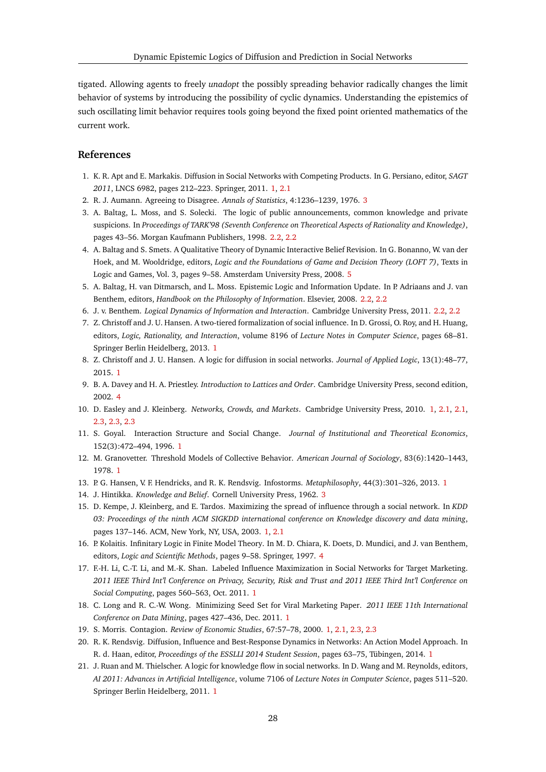tigated. Allowing agents to freely *unadopt* the possibly spreading behavior radically changes the limit behavior of systems by introducing the possibility of cyclic dynamics. Understanding the epistemics of such oscillating limit behavior requires tools going beyond the fixed point oriented mathematics of the current work.

## References

1. K. R. Apt and E. Markakis. Diffusion in Social Networks with Competing Products. In G. Persiano, editor, *SAGT 2011*, LNCS 6982, pages 212–223. Springer, 2011. 1, 2.1
2. R. J. Aumann. Agreeing to Disagree. *Annals of Statistics*, 4:1236–1239, 1976. 3
3. A. Baltag, L. Moss, and S. Solecki. The logic of public announcements, common knowledge and private suspicions. In *Proceedings of TARK'98 (Seventh Conference on Theoretical Aspects of Rationality and Knowledge)*, pages 43–56. Morgan Kaufmann Publishers, 1998. 2.2, 2.2
4. A. Baltag and S. Smets. A Qualitative Theory of Dynamic Interactive Belief Revision. In G. Bonanno, W. van der Hoek, and M. Wooldridge, editors, *Logic and the Foundations of Game and Decision Theory (LOFT 7)*, Texts in Logic and Games, Vol. 3, pages 9–58. Amsterdam University Press, 2008. 5
5. A. Baltag, H. van Ditmarsch, and L. Moss. Epistemic Logic and Information Update. In P. Adriaans and J. van Benthem, editors, *Handbook on the Philosophy of Information*. Elsevier, 2008. 2.2, 2.2
6. J. v. Benthem. *Logical Dynamics of Information and Interaction*. Cambridge University Press, 2011. 2.2, 2.2
7. Z. Christoff and J. U. Hansen. A two-tiered formalization of social influence. In D. Grossi, O. Roy, and H. Huang, editors, *Logic, Rationality, and Interaction*, volume 8196 of *Lecture Notes in Computer Science*, pages 68–81. Springer Berlin Heidelberg, 2013. 1
8. Z. Christoff and J. U. Hansen. A logic for diffusion in social networks. *Journal of Applied Logic*, 13(1):48–77, 2015. 1
9. B. A. Davey and H. A. Priestley. *Introduction to Lattices and Order*. Cambridge University Press, second edition, 2002. 4
10. D. Easley and J. Kleinberg. *Networks, Crowds, and Markets*. Cambridge University Press, 2010. 1, 2.1, 2.1, 2.3, 2.3, 2.3
11. S. Goyal. Interaction Structure and Social Change. *Journal of Institutional and Theoretical Economics*, 152(3):472–494, 1996. 1
12. M. Granovetter. Threshold Models of Collective Behavior. *American Journal of Sociology*, 83(6):1420–1443, 1978. 1
13. P. G. Hansen, V. F. Hendricks, and R. K. Rendsvig. Infostorms. *Metaphilosophy*, 44(3):301–326, 2013. 1
14. J. Hintikka. *Knowledge and Belief*. Cornell University Press, 1962. 3
15. D. Kempe, J. Kleinberg, and E. Tardos. Maximizing the spread of influence through a social network. In *KDD 03: Proceedings of the ninth ACM SIGKDD international conference on Knowledge discovery and data mining*, pages 137–146. ACM, New York, NY, USA, 2003. 1, 2.1
16. P. Kolaitis. Infinitary Logic in Finite Model Theory. In M. D. Chiara, K. Doets, D. Mundici, and J. van Benthem, editors, *Logic and Scientific Methods*, pages 9–58. Springer, 1997. 4
17. F.-H. Li, C.-T. Li, and M.-K. Shan. Labeled Influence Maximization in Social Networks for Target Marketing. *2011 IEEE Third Int'l Conference on Privacy, Security, Risk and Trust and 2011 IEEE Third Int'l Conference on Social Computing*, pages 560–563, Oct. 2011. 1
18. C. Long and R. C.-W. Wong. Minimizing Seed Set for Viral Marketing Paper. *2011 IEEE 11th International Conference on Data Mining*, pages 427–436, Dec. 2011. 1
19. S. Morris. Contagion. *Review of Economic Studies*, 67:57–78, 2000. 1, 2.1, 2.3, 2.3
20. R. K. Rendsvig. Diffusion, Influence and Best-Response Dynamics in Networks: An Action Model Approach. In R. d. Haan, editor, *Proceedings of the ESSLLI 2014 Student Session*, pages 63–75, Tübingen, 2014. 1
21. J. Ruan and M. Thielscher. A logic for knowledge flow in social networks. In D. Wang and M. Reynolds, editors, *AI 2011: Advances in Artificial Intelligence*, volume 7106 of *Lecture Notes in Computer Science*, pages 511–520. Springer Berlin Heidelberg, 2011. 1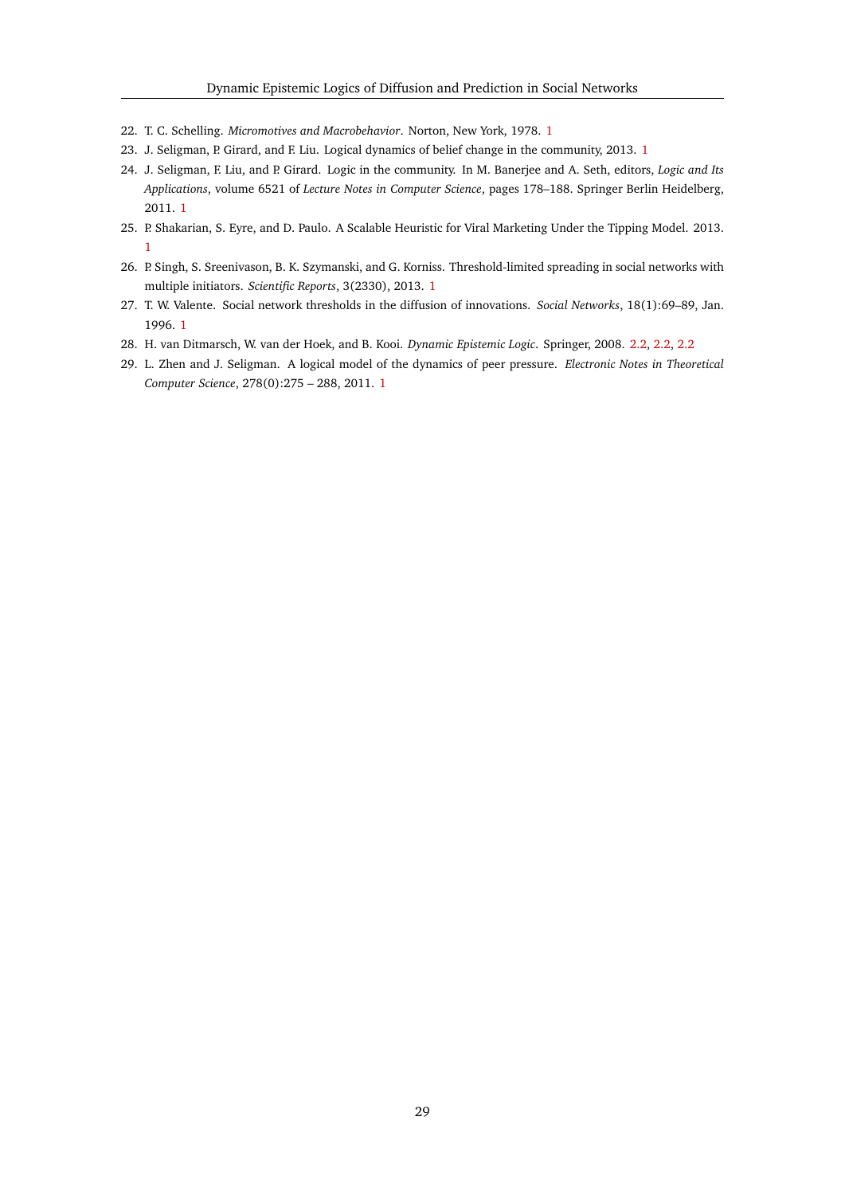22. T. C. Schelling. *Micromotives and Macrobehavior*. Norton, New York, 1978. 1
23. J. Seligman, P. Girard, and F. Liu. Logical dynamics of belief change in the community, 2013. 1
24. J. Seligman, F. Liu, and P. Girard. Logic in the community. In M. Banerjee and A. Seth, editors, *Logic and Its Applications*, volume 6521 of *Lecture Notes in Computer Science*, pages 178–188. Springer Berlin Heidelberg, 2011. 1
25. P. Shakarian, S. Eyre, and D. Paulo. A Scalable Heuristic for Viral Marketing Under the Tipping Model. 2013. 1
26. P. Singh, S. Sreenivason, B. K. Szymanski, and G. Korniss. Threshold-limited spreading in social networks with multiple initiators. *Scientific Reports*, 3(2330), 2013. 1
27. T. W. Valente. Social network thresholds in the diffusion of innovations. *Social Networks*, 18(1):69–89, Jan. 1996. 1
28. H. van Ditmarsch, W. van der Hoek, and B. Kooi. *Dynamic Epistemic Logic*. Springer, 2008. 2.2, 2.2, 2.2
29. L. Zhen and J. Seligman. A logical model of the dynamics of peer pressure. *Electronic Notes in Theoretical Computer Science*, 278(0):275 – 288, 2011. 1